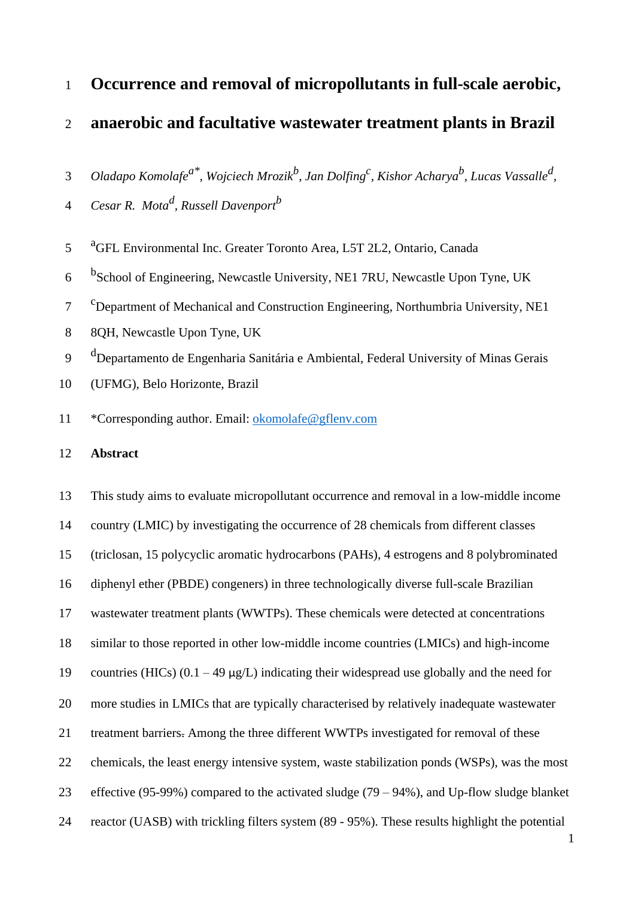# Occurrence and removal of micropollutants in full-scale aerobic, anaerobic and facultative wastewater treatment plants in Brazil

*Oladapo Komolafe*[a*], *Wojciech Mrozik*[b], *Jan Dolfing*[c], *Kishor Acharya*[b], *Lucas Vassalle*[d], *Cesar R. Mota*[d], *Russell Davenport*[b]

[a]GFL Environmental Inc. Greater Toronto Area, L5T 2L2, Ontario, Canada

[b]School of Engineering, Newcastle University, NE1 7RU, Newcastle Upon Tyne, UK

[c]Department of Mechanical and Construction Engineering, Northumbria University, NE1 8QH, Newcastle Upon Tyne, UK

[d]Departamento de Engenharia Sanitária e Ambiental, Federal University of Minas Gerais (UFMG), Belo Horizonte, Brazil

*Corresponding author. Email: okomolafe@gflenv.com

## Abstract

This study aims to evaluate micropollutant occurrence and removal in a low-middle income country (LMIC) by investigating the occurrence of 28 chemicals from different classes (triclosan, 15 polycyclic aromatic hydrocarbons (PAHs), 4 estrogens and 8 polybrominated diphenyl ether (PBDE) congeners) in three technologically diverse full-scale Brazilian wastewater treatment plants (WWTPs). These chemicals were detected at concentrations similar to those reported in other low-middle income countries (LMICs) and high-income countries (HICs) (0.1 – 49 μg/L) indicating their widespread use globally and the need for more studies in LMICs that are typically characterised by relatively inadequate wastewater treatment barriers. Among the three different WWTPs investigated for removal of these chemicals, the least energy intensive system, waste stabilization ponds (WSPs), was the most effective (95-99%) compared to the activated sludge (79 – 94%), and Up-flow sludge blanket reactor (UASB) with trickling filters system (89 - 95%). These results highlight the potential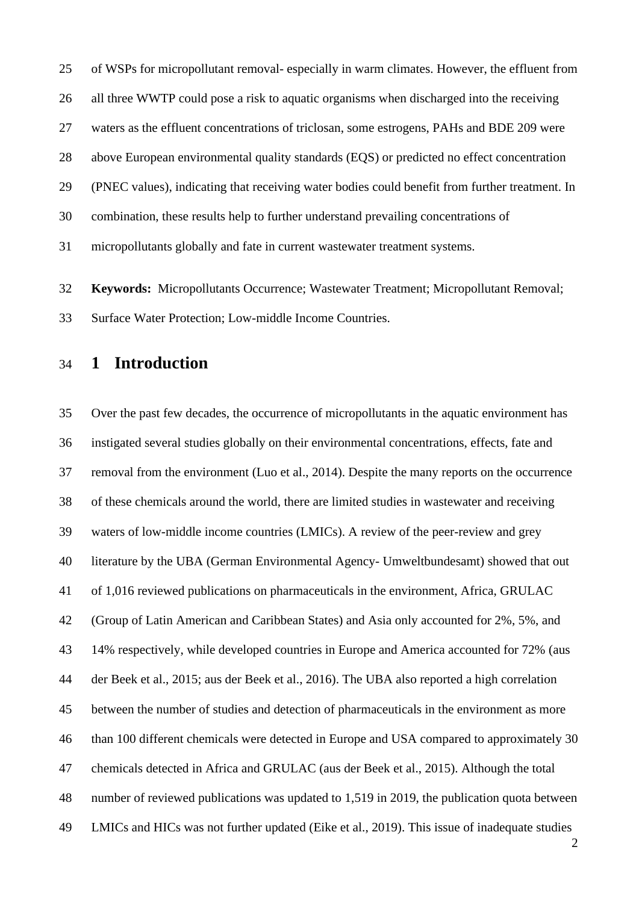of WSPs for micropollutant removal- especially in warm climates. However, the effluent from all three WWTP could pose a risk to aquatic organisms when discharged into the receiving waters as the effluent concentrations of triclosan, some estrogens, PAHs and BDE 209 were above European environmental quality standards (EQS) or predicted no effect concentration (PNEC values), indicating that receiving water bodies could benefit from further treatment. In combination, these results help to further understand prevailing concentrations of micropollutants globally and fate in current wastewater treatment systems.

**Keywords:** Micropollutants Occurrence; Wastewater Treatment; Micropollutant Removal; Surface Water Protection; Low-middle Income Countries.

# 1 Introduction

Over the past few decades, the occurrence of micropollutants in the aquatic environment has instigated several studies globally on their environmental concentrations, effects, fate and removal from the environment (Luo et al., 2014). Despite the many reports on the occurrence of these chemicals around the world, there are limited studies in wastewater and receiving waters of low-middle income countries (LMICs). A review of the peer-review and grey literature by the UBA (German Environmental Agency- Umweltbundesamt) showed that out of 1,016 reviewed publications on pharmaceuticals in the environment, Africa, GRULAC (Group of Latin American and Caribbean States) and Asia only accounted for 2%, 5%, and 14% respectively, while developed countries in Europe and America accounted for 72% (aus der Beek et al., 2015; aus der Beek et al., 2016). The UBA also reported a high correlation between the number of studies and detection of pharmaceuticals in the environment as more than 100 different chemicals were detected in Europe and USA compared to approximately 30 chemicals detected in Africa and GRULAC (aus der Beek et al., 2015). Although the total number of reviewed publications was updated to 1,519 in 2019, the publication quota between LMICs and HICs was not further updated (Eike et al., 2019). This issue of inadequate studies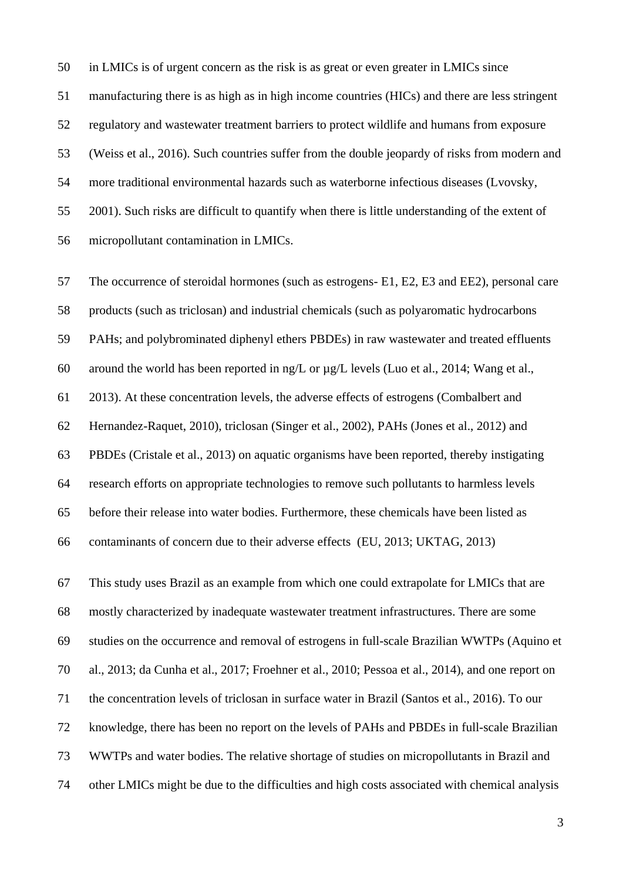in LMICs is of urgent concern as the risk is as great or even greater in LMICs since manufacturing there is as high as in high income countries (HICs) and there are less stringent regulatory and wastewater treatment barriers to protect wildlife and humans from exposure (Weiss et al., 2016). Such countries suffer from the double jeopardy of risks from modern and more traditional environmental hazards such as waterborne infectious diseases (Lvovsky, 2001). Such risks are difficult to quantify when there is little understanding of the extent of micropollutant contamination in LMICs.

The occurrence of steroidal hormones (such as estrogens- E1, E2, E3 and EE2), personal care products (such as triclosan) and industrial chemicals (such as polyaromatic hydrocarbons PAHs; and polybrominated diphenyl ethers PBDEs) in raw wastewater and treated effluents around the world has been reported in ng/L or µg/L levels (Luo et al., 2014; Wang et al., 2013). At these concentration levels, the adverse effects of estrogens (Combalbert and Hernandez-Raquet, 2010), triclosan (Singer et al., 2002), PAHs (Jones et al., 2012) and PBDEs (Cristale et al., 2013) on aquatic organisms have been reported, thereby instigating research efforts on appropriate technologies to remove such pollutants to harmless levels before their release into water bodies. Furthermore, these chemicals have been listed as contaminants of concern due to their adverse effects (EU, 2013; UKTAG, 2013)

This study uses Brazil as an example from which one could extrapolate for LMICs that are mostly characterized by inadequate wastewater treatment infrastructures. There are some studies on the occurrence and removal of estrogens in full-scale Brazilian WWTPs (Aquino et al., 2013; da Cunha et al., 2017; Froehner et al., 2010; Pessoa et al., 2014), and one report on the concentration levels of triclosan in surface water in Brazil (Santos et al., 2016). To our knowledge, there has been no report on the levels of PAHs and PBDEs in full-scale Brazilian WWTPs and water bodies. The relative shortage of studies on micropollutants in Brazil and other LMICs might be due to the difficulties and high costs associated with chemical analysis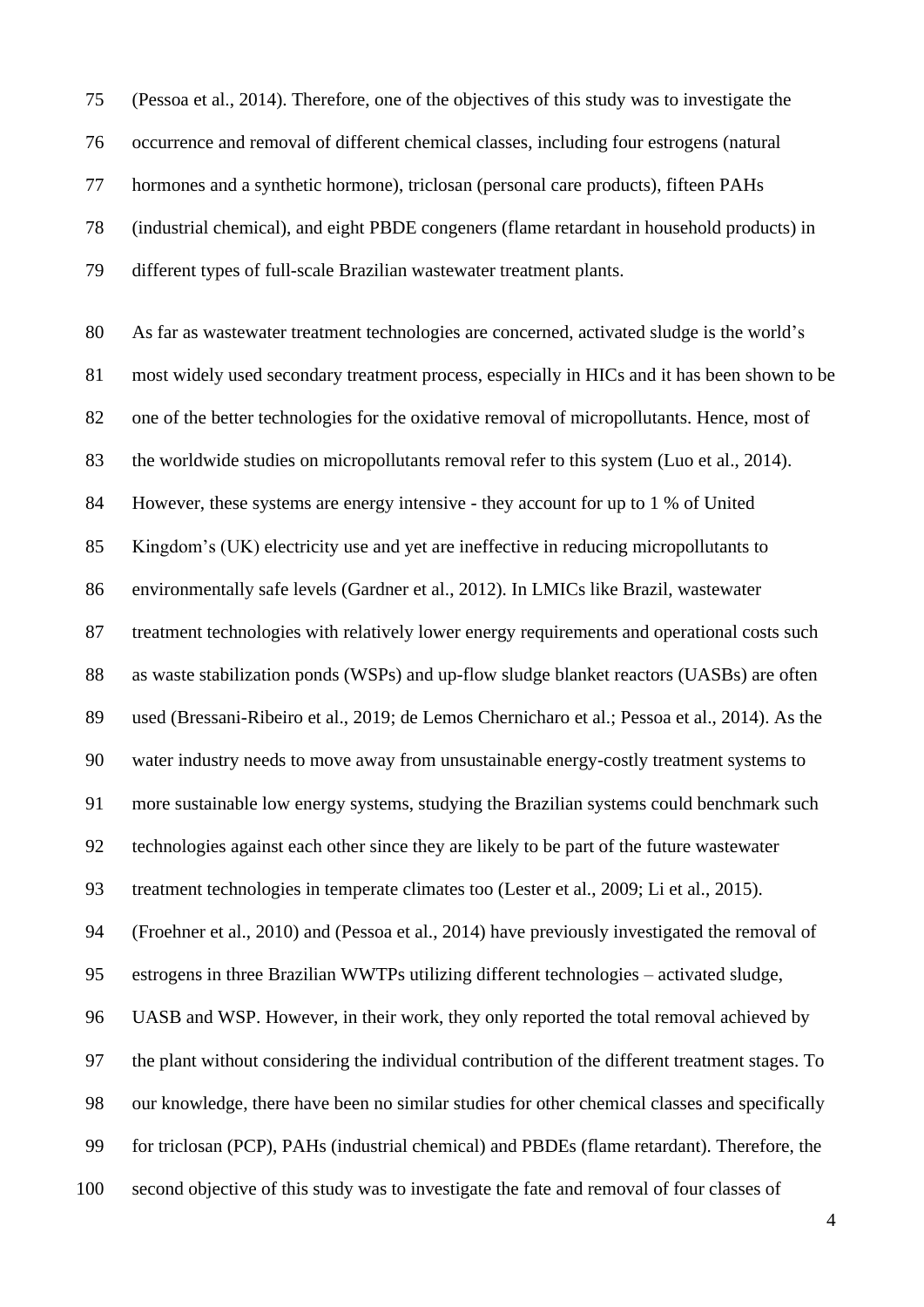(Pessoa et al., 2014). Therefore, one of the objectives of this study was to investigate the occurrence and removal of different chemical classes, including four estrogens (natural hormones and a synthetic hormone), triclosan (personal care products), fifteen PAHs (industrial chemical), and eight PBDE congeners (flame retardant in household products) in different types of full-scale Brazilian wastewater treatment plants.

As far as wastewater treatment technologies are concerned, activated sludge is the world's most widely used secondary treatment process, especially in HICs and it has been shown to be one of the better technologies for the oxidative removal of micropollutants. Hence, most of the worldwide studies on micropollutants removal refer to this system (Luo et al., 2014). However, these systems are energy intensive - they account for up to 1 % of United Kingdom's (UK) electricity use and yet are ineffective in reducing micropollutants to environmentally safe levels (Gardner et al., 2012). In LMICs like Brazil, wastewater treatment technologies with relatively lower energy requirements and operational costs such as waste stabilization ponds (WSPs) and up-flow sludge blanket reactors (UASBs) are often used (Bressani-Ribeiro et al., 2019; de Lemos Chernicharo et al.; Pessoa et al., 2014). As the water industry needs to move away from unsustainable energy-costly treatment systems to more sustainable low energy systems, studying the Brazilian systems could benchmark such technologies against each other since they are likely to be part of the future wastewater treatment technologies in temperate climates too (Lester et al., 2009; Li et al., 2015). (Froehner et al., 2010) and (Pessoa et al., 2014) have previously investigated the removal of estrogens in three Brazilian WWTPs utilizing different technologies – activated sludge, UASB and WSP. However, in their work, they only reported the total removal achieved by the plant without considering the individual contribution of the different treatment stages. To our knowledge, there have been no similar studies for other chemical classes and specifically for triclosan (PCP), PAHs (industrial chemical) and PBDEs (flame retardant). Therefore, the second objective of this study was to investigate the fate and removal of four classes of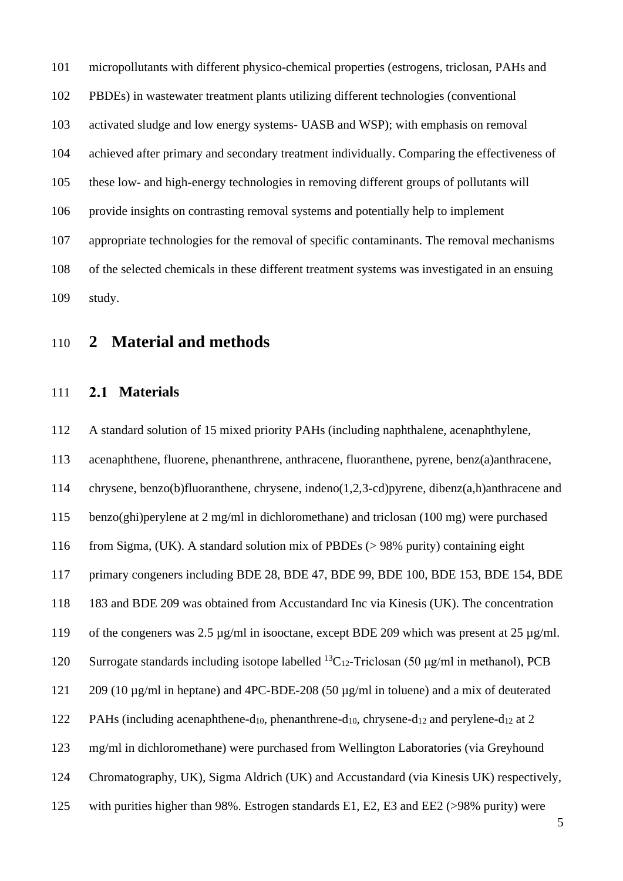micropollutants with different physico-chemical properties (estrogens, triclosan, PAHs and PBDEs) in wastewater treatment plants utilizing different technologies (conventional activated sludge and low energy systems- UASB and WSP); with emphasis on removal achieved after primary and secondary treatment individually. Comparing the effectiveness of these low- and high-energy technologies in removing different groups of pollutants will provide insights on contrasting removal systems and potentially help to implement appropriate technologies for the removal of specific contaminants. The removal mechanisms of the selected chemicals in these different treatment systems was investigated in an ensuing study.

# 2 Material and methods

## 2.1 Materials

A standard solution of 15 mixed priority PAHs (including naphthalene, acenaphthylene, acenaphthene, fluorene, phenanthrene, anthracene, fluoranthene, pyrene, benz(a)anthracene, chrysene, benzo(b)fluoranthene, chrysene, indeno(1,2,3-cd)pyrene, dibenz(a,h)anthracene and benzo(ghi)perylene at 2 mg/ml in dichloromethane) and triclosan (100 mg) were purchased from Sigma, (UK). A standard solution mix of PBDEs (> 98% purity) containing eight primary congeners including BDE 28, BDE 47, BDE 99, BDE 100, BDE 153, BDE 154, BDE 183 and BDE 209 was obtained from Accustandard Inc via Kinesis (UK). The concentration of the congeners was 2.5 µg/ml in isooctane, except BDE 209 which was present at 25 µg/ml. Surrogate standards including isotope labelled $^{13}C_{12}$-Triclosan (50 µg/ml in methanol), PCB 209 (10 µg/ml in heptane) and 4PC-BDE-208 (50 µg/ml in toluene) and a mix of deuterated PAHs (including acenaphthene-$d_{10}$, phenanthrene-$d_{10}$, chrysene-$d_{12}$ and perylene-$d_{12}$ at 2 mg/ml in dichloromethane) were purchased from Wellington Laboratories (via Greyhound Chromatography, UK), Sigma Aldrich (UK) and Accustandard (via Kinesis UK) respectively, with purities higher than 98%. Estrogen standards E1, E2, E3 and EE2 (>98% purity) were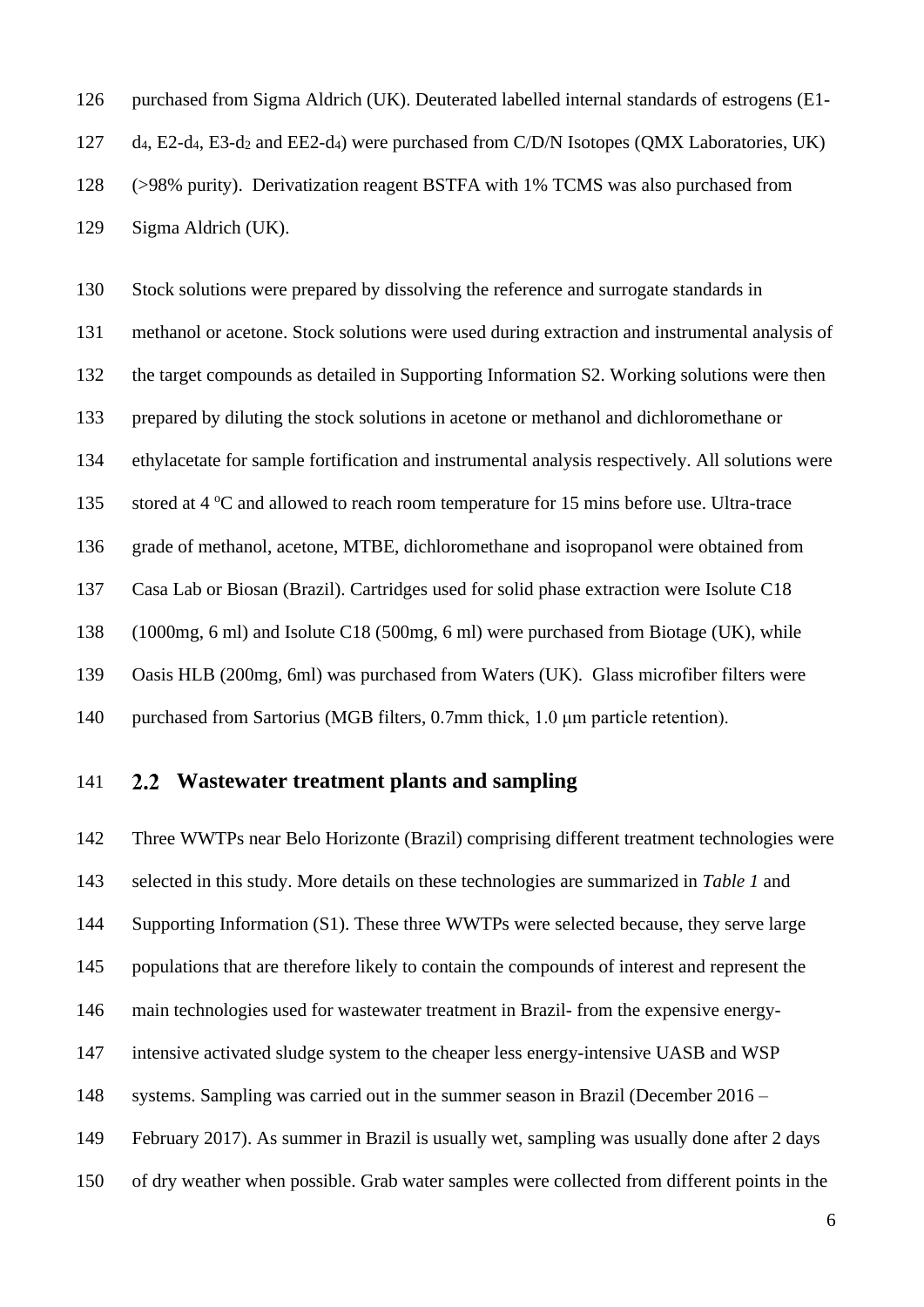purchased from Sigma Aldrich (UK). Deuterated labelled internal standards of estrogens (E1-$d_4$, E2-$d_4$, E3-$d_2$ and EE2-$d_4$) were purchased from C/D/N Isotopes (QMX Laboratories, UK) (>98% purity). Derivatization reagent BSTFA with 1% TCMS was also purchased from Sigma Aldrich (UK).

Stock solutions were prepared by dissolving the reference and surrogate standards in methanol or acetone. Stock solutions were used during extraction and instrumental analysis of the target compounds as detailed in Supporting Information S2. Working solutions were then prepared by diluting the stock solutions in acetone or methanol and dichloromethane or ethylacetate for sample fortification and instrumental analysis respectively. All solutions were stored at 4 ºC and allowed to reach room temperature for 15 mins before use. Ultra-trace grade of methanol, acetone, MTBE, dichloromethane and isopropanol were obtained from Casa Lab or Biosan (Brazil). Cartridges used for solid phase extraction were Isolute C18 (1000mg, 6 ml) and Isolute C18 (500mg, 6 ml) were purchased from Biotage (UK), while Oasis HLB (200mg, 6ml) was purchased from Waters (UK). Glass microfiber filters were purchased from Sartorius (MGB filters, 0.7mm thick, 1.0 μm particle retention).

## 2.2 Wastewater treatment plants and sampling

Three WWTPs near Belo Horizonte (Brazil) comprising different treatment technologies were selected in this study. More details on these technologies are summarized in *Table 1* and Supporting Information (S1). These three WWTPs were selected because, they serve large populations that are therefore likely to contain the compounds of interest and represent the main technologies used for wastewater treatment in Brazil- from the expensive energy-intensive activated sludge system to the cheaper less energy-intensive UASB and WSP systems. Sampling was carried out in the summer season in Brazil (December 2016 – February 2017). As summer in Brazil is usually wet, sampling was usually done after 2 days of dry weather when possible. Grab water samples were collected from different points in the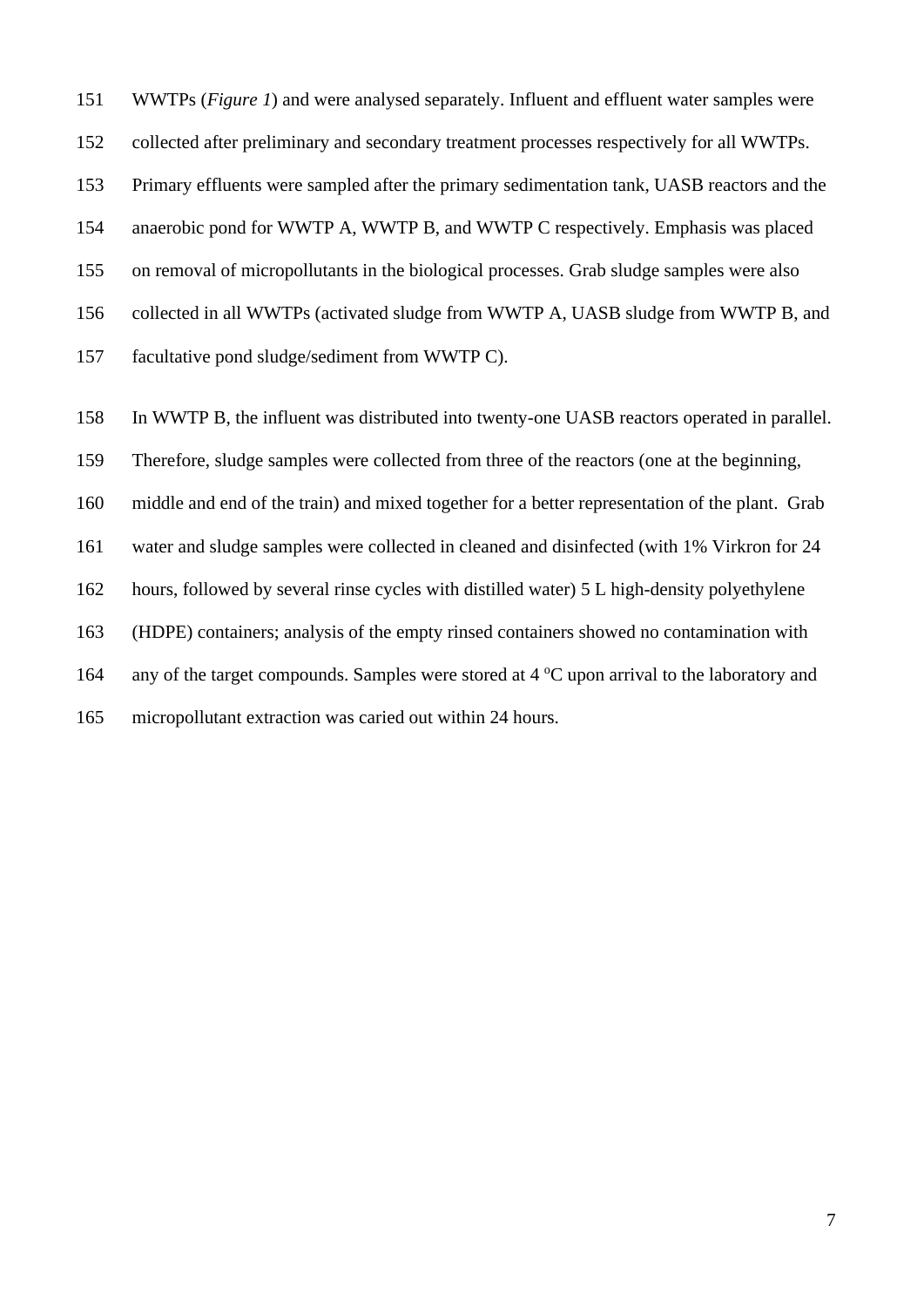WWTPs (*Figure 1*) and were analysed separately. Influent and effluent water samples were collected after preliminary and secondary treatment processes respectively for all WWTPs. Primary effluents were sampled after the primary sedimentation tank, UASB reactors and the anaerobic pond for WWTP A, WWTP B, and WWTP C respectively. Emphasis was placed on removal of micropollutants in the biological processes. Grab sludge samples were also collected in all WWTPs (activated sludge from WWTP A, UASB sludge from WWTP B, and facultative pond sludge/sediment from WWTP C).

In WWTP B, the influent was distributed into twenty-one UASB reactors operated in parallel. Therefore, sludge samples were collected from three of the reactors (one at the beginning, middle and end of the train) and mixed together for a better representation of the plant. Grab water and sludge samples were collected in cleaned and disinfected (with 1% Virkron for 24 hours, followed by several rinse cycles with distilled water) 5 L high-density polyethylene (HDPE) containers; analysis of the empty rinsed containers showed no contamination with any of the target compounds. Samples were stored at 4 $^{o}$C upon arrival to the laboratory and micropollutant extraction was caried out within 24 hours.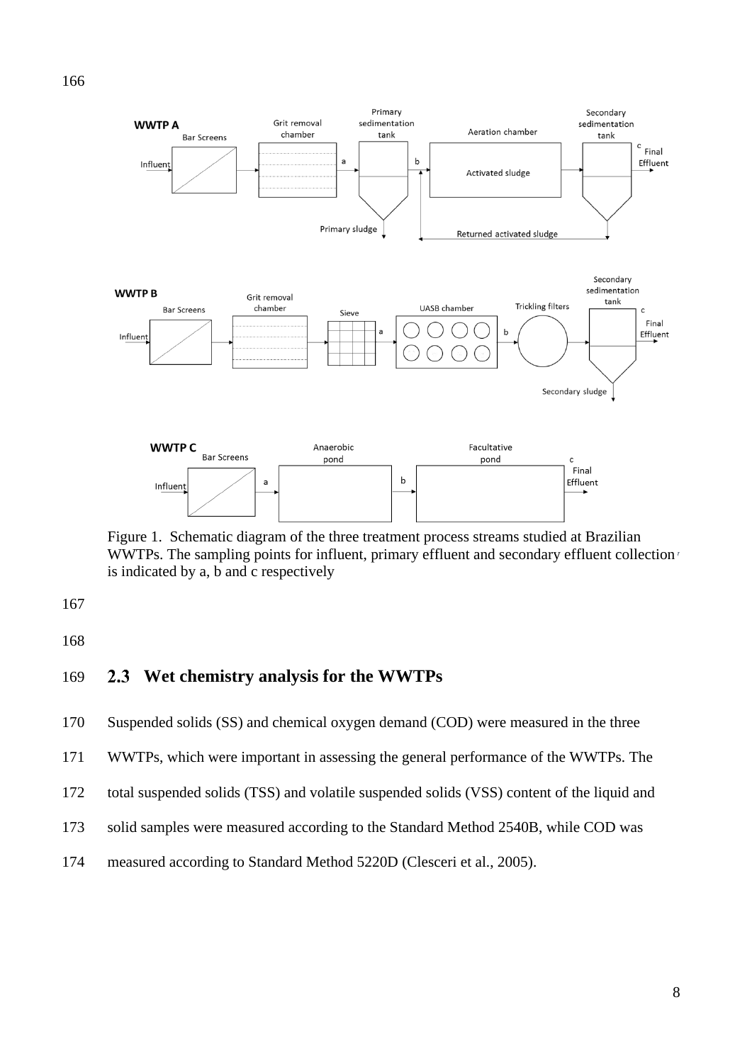Figure 1. Schematic diagram of the three treatment process streams studied at Brazilian WWTPs. The sampling points for influent, primary effluent and secondary effluent collection is indicated by a, b and c respectively

## 2.3 Wet chemistry analysis for the WWTPs

Suspended solids (SS) and chemical oxygen demand (COD) were measured in the three WWTPs, which were important in assessing the general performance of the WWTPs. The total suspended solids (TSS) and volatile suspended solids (VSS) content of the liquid and solid samples were measured according to the Standard Method 2540B, while COD was measured according to Standard Method 5220D (Clesceri et al., 2005).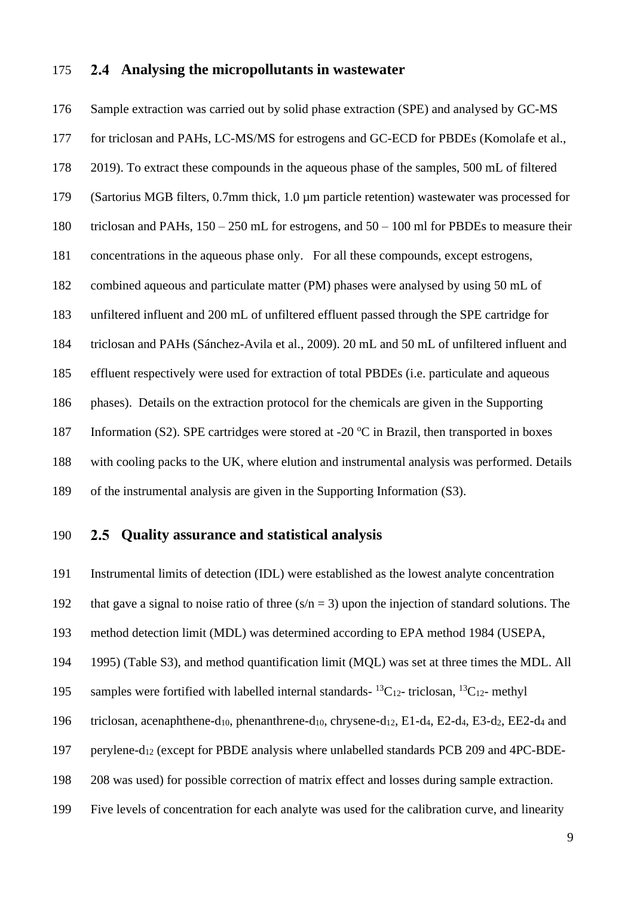## 2.4 Analysing the micropollutants in wastewater

Sample extraction was carried out by solid phase extraction (SPE) and analysed by GC-MS for triclosan and PAHs, LC-MS/MS for estrogens and GC-ECD for PBDEs (Komolafe et al., 2019). To extract these compounds in the aqueous phase of the samples, 500 mL of filtered (Sartorius MGB filters, 0.7mm thick, 1.0 µm particle retention) wastewater was processed for triclosan and PAHs, 150 – 250 mL for estrogens, and 50 – 100 ml for PBDEs to measure their concentrations in the aqueous phase only. For all these compounds, except estrogens, combined aqueous and particulate matter (PM) phases were analysed by using 50 mL of unfiltered influent and 200 mL of unfiltered effluent passed through the SPE cartridge for triclosan and PAHs (Sánchez-Avila et al., 2009). 20 mL and 50 mL of unfiltered influent and effluent respectively were used for extraction of total PBDEs (i.e. particulate and aqueous phases). Details on the extraction protocol for the chemicals are given in the Supporting Information (S2). SPE cartridges were stored at -20 °C in Brazil, then transported in boxes with cooling packs to the UK, where elution and instrumental analysis was performed. Details of the instrumental analysis are given in the Supporting Information (S3).

## 2.5 Quality assurance and statistical analysis

Instrumental limits of detection (IDL) were established as the lowest analyte concentration that gave a signal to noise ratio of three ($s/n = 3$) upon the injection of standard solutions. The method detection limit (MDL) was determined according to EPA method 1984 (USEPA, 1995) (Table S3), and method quantification limit (MQL) was set at three times the MDL. All samples were fortified with labelled internal standards- $^{13}C_{12}$- triclosan, $^{13}C_{12}$- methyl triclosan, acenaphthene-$d_{10}$, phenanthrene-$d_{10}$, chrysene-$d_{12}$, E1-$d_4$, E2-$d_4$, E3-$d_2$, EE2-$d_4$ and perylene-$d_{12}$ (except for PBDE analysis where unlabelled standards PCB 209 and 4PC-BDE-208 was used) for possible correction of matrix effect and losses during sample extraction. Five levels of concentration for each analyte was used for the calibration curve, and linearity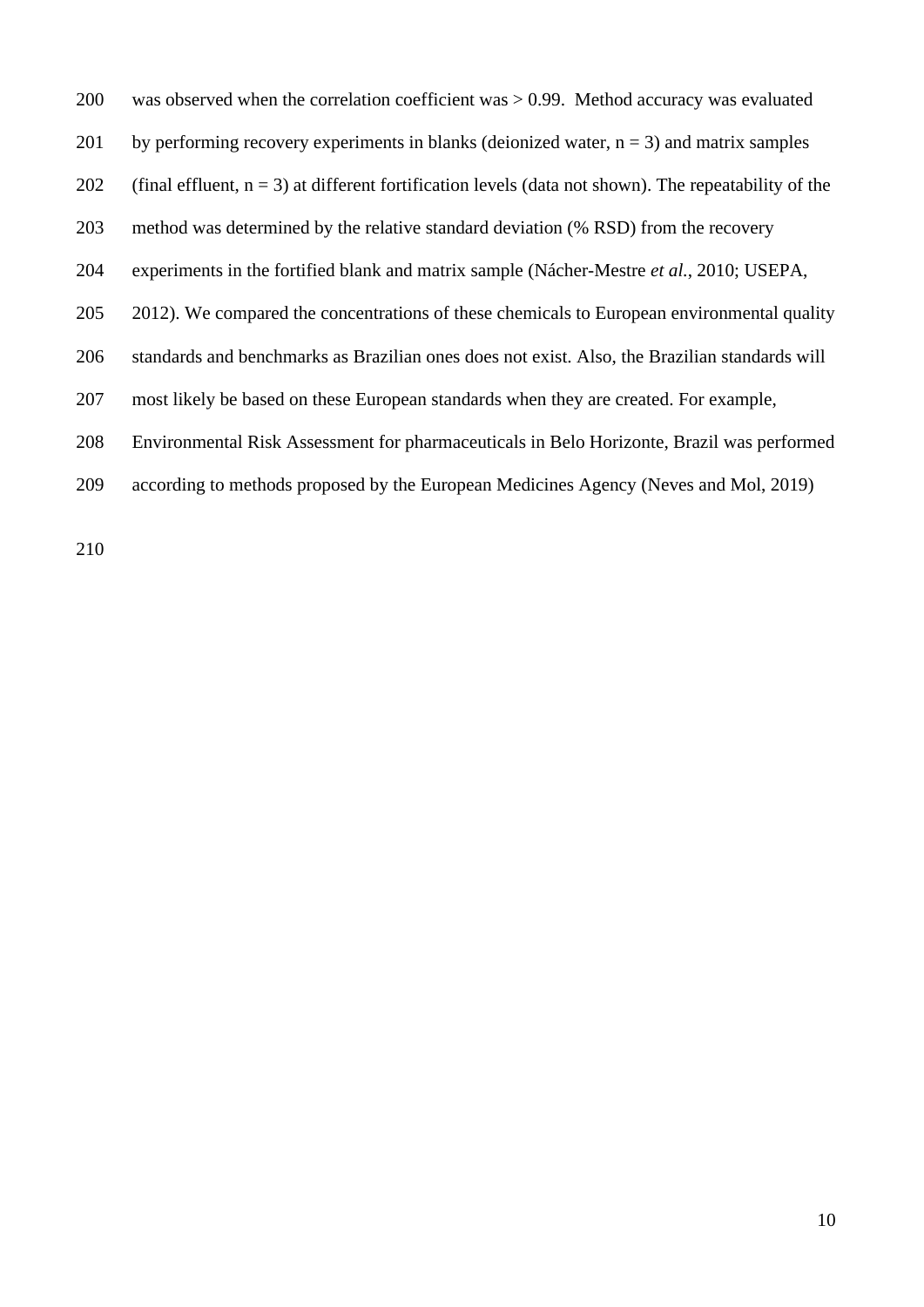was observed when the correlation coefficient was > 0.99. Method accuracy was evaluated by performing recovery experiments in blanks (deionized water, n = 3) and matrix samples (final effluent, n = 3) at different fortification levels (data not shown). The repeatability of the method was determined by the relative standard deviation (% RSD) from the recovery experiments in the fortified blank and matrix sample (Nácher-Mestre *et al.*, 2010; USEPA, 2012). We compared the concentrations of these chemicals to European environmental quality standards and benchmarks as Brazilian ones does not exist. Also, the Brazilian standards will most likely be based on these European standards when they are created. For example, Environmental Risk Assessment for pharmaceuticals in Belo Horizonte, Brazil was performed according to methods proposed by the European Medicines Agency (Neves and Mol, 2019)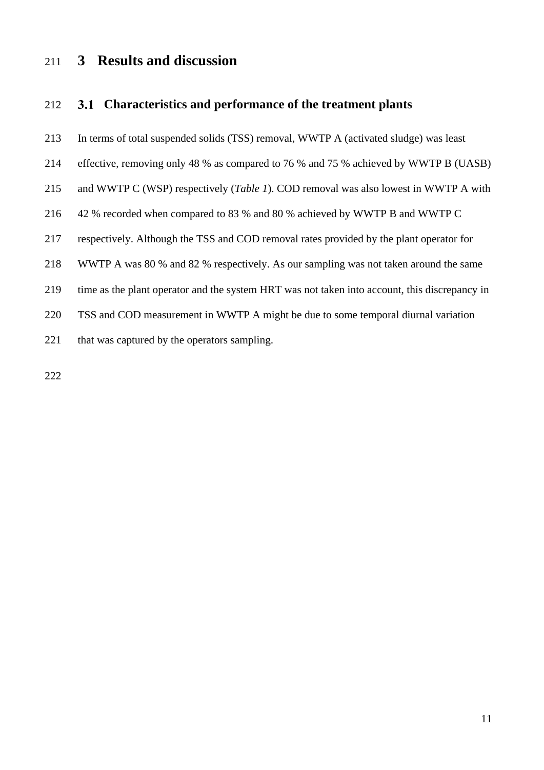# 3 Results and discussion

## 3.1 Characteristics and performance of the treatment plants

In terms of total suspended solids (TSS) removal, WWTP A (activated sludge) was least effective, removing only 48 % as compared to 76 % and 75 % achieved by WWTP B (UASB) and WWTP C (WSP) respectively (*Table 1*). COD removal was also lowest in WWTP A with 42 % recorded when compared to 83 % and 80 % achieved by WWTP B and WWTP C respectively. Although the TSS and COD removal rates provided by the plant operator for WWTP A was 80 % and 82 % respectively. As our sampling was not taken around the same time as the plant operator and the system HRT was not taken into account, this discrepancy in TSS and COD measurement in WWTP A might be due to some temporal diurnal variation that was captured by the operators sampling.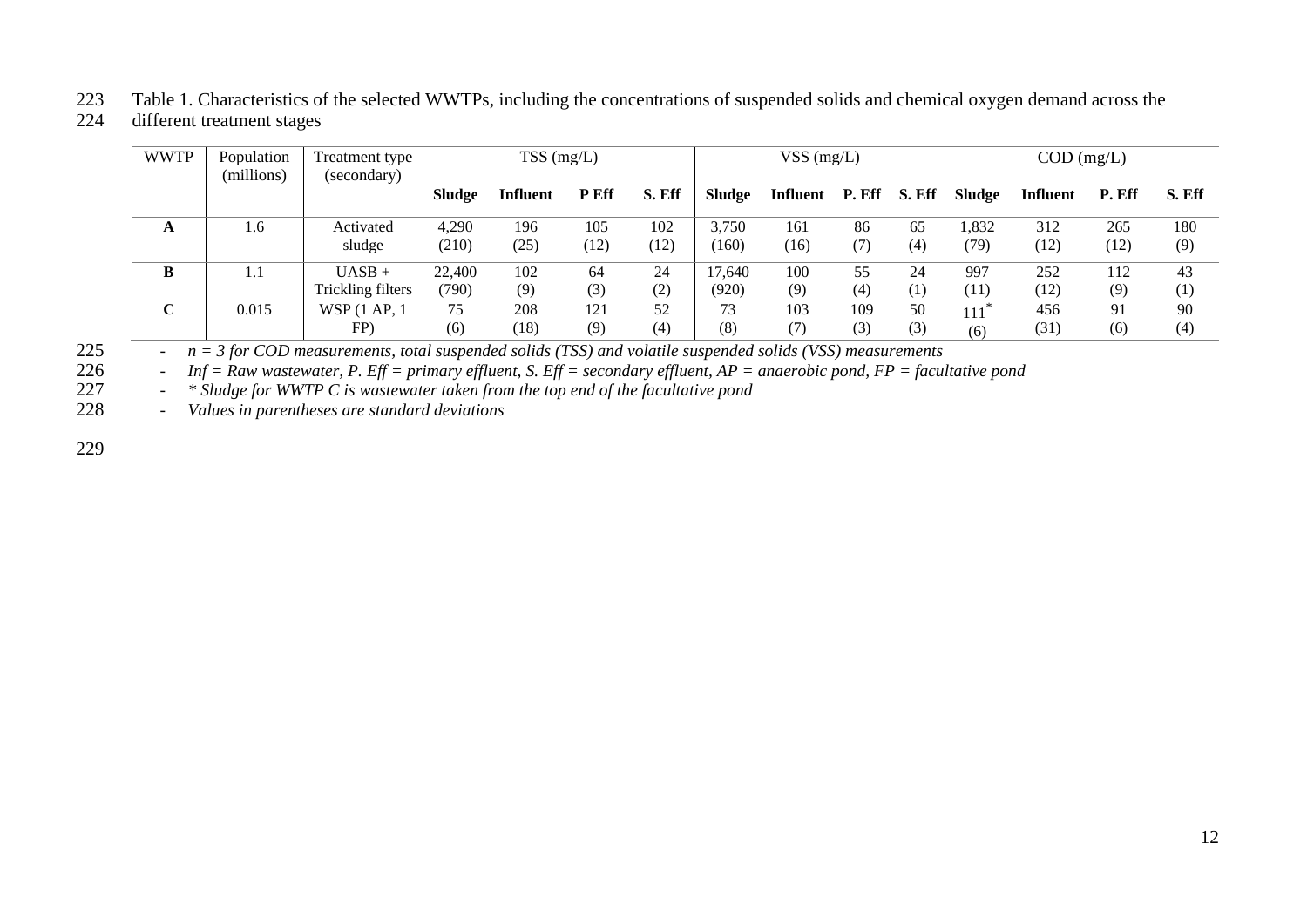Table 1. Characteristics of the selected WWTPs, including the concentrations of suspended solids and chemical oxygen demand across the different treatment stages

| WWTP | Population (millions) | Treatment type (secondary) | TSS (mg/L) | | | | VSS (mg/L) | | | | COD (mg/L) | | | |
|---|---|---|---|---|---|---|---|---|---|---|---|---|---|---|
| | | | **Sludge** | **Influent** | **P Eff** | **S. Eff** | **Sludge** | **Influent** | **P. Eff** | **S. Eff** | **Sludge** | **Influent** | **P. Eff** | **S. Eff** |
| **A** | 1.6 | Activated sludge | 4,290 (210) | 196 (25) | 105 (12) | 102 (12) | 3,750 (160) | 161 (16) | 86 (7) | 65 (4) | 1,832 (79) | 312 (12) | 265 (12) | 180 (9) |
| **B** | 1.1 | UASB + Trickling filters | 22,400 (790) | 102 (9) | 64 (3) | 24 (2) | 17,640 (920) | 100 (9) | 55 (4) | 24 (1) | 997 (11) | 252 (12) | 112 (9) | 43 (1) |
| **C** | 0.015 | WSP (1 AP, 1 FP) | 75 (6) | 208 (18) | 121 (9) | 52 (4) | 73 (8) | 103 (7) | 109 (3) | 50 (3) | 111* (6) | 456 (31) | 91 (6) | 90 (4) |

- *n = 3 for COD measurements, total suspended solids (TSS) and volatile suspended solids (VSS) measurements*
- *Inf = Raw wastewater, P. Eff = primary effluent, S. Eff = secondary effluent, AP = anaerobic pond, FP = facultative pond*
- *\* Sludge for WWTP C is wastewater taken from the top end of the facultative pond*
- *Values in parentheses are standard deviations*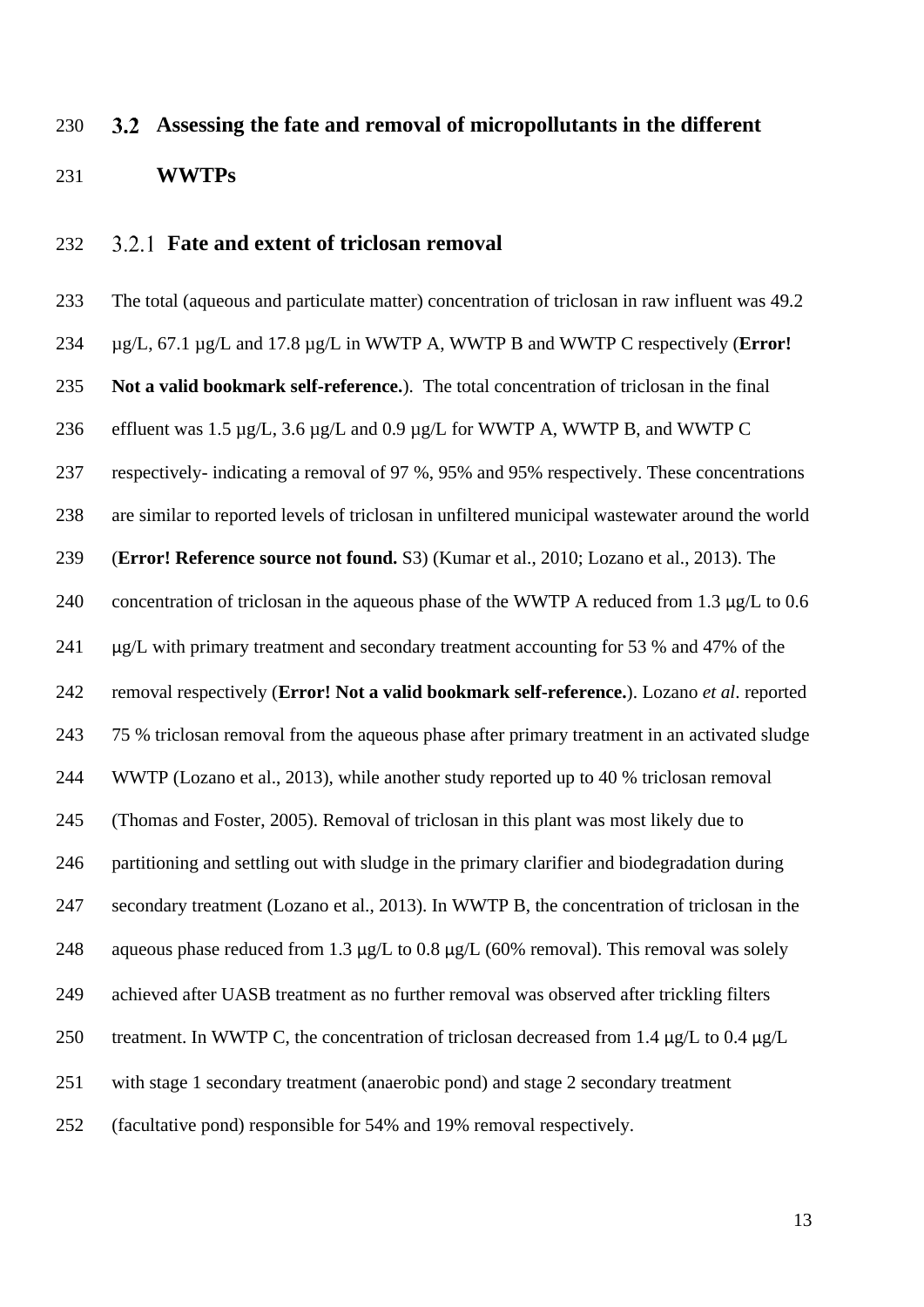## 3.2 Assessing the fate and removal of micropollutants in the different WWTPs

### 3.2.1 Fate and extent of triclosan removal

The total (aqueous and particulate matter) concentration of triclosan in raw influent was 49.2 µg/L, 67.1 µg/L and 17.8 µg/L in WWTP A, WWTP B and WWTP C respectively (**Error! Not a valid bookmark self-reference.**). The total concentration of triclosan in the final effluent was 1.5 µg/L, 3.6 µg/L and 0.9 µg/L for WWTP A, WWTP B, and WWTP C respectively- indicating a removal of 97 %, 95% and 95% respectively. These concentrations are similar to reported levels of triclosan in unfiltered municipal wastewater around the world (**Error! Reference source not found.** S3) (Kumar et al., 2010; Lozano et al., 2013). The concentration of triclosan in the aqueous phase of the WWTP A reduced from 1.3 µg/L to 0.6 µg/L with primary treatment and secondary treatment accounting for 53 % and 47% of the removal respectively (**Error! Not a valid bookmark self-reference.**). Lozano *et al*. reported 75 % triclosan removal from the aqueous phase after primary treatment in an activated sludge WWTP (Lozano et al., 2013), while another study reported up to 40 % triclosan removal (Thomas and Foster, 2005). Removal of triclosan in this plant was most likely due to partitioning and settling out with sludge in the primary clarifier and biodegradation during secondary treatment (Lozano et al., 2013). In WWTP B, the concentration of triclosan in the aqueous phase reduced from 1.3 µg/L to 0.8 µg/L (60% removal). This removal was solely achieved after UASB treatment as no further removal was observed after trickling filters treatment. In WWTP C, the concentration of triclosan decreased from 1.4 µg/L to 0.4 µg/L with stage 1 secondary treatment (anaerobic pond) and stage 2 secondary treatment (facultative pond) responsible for 54% and 19% removal respectively.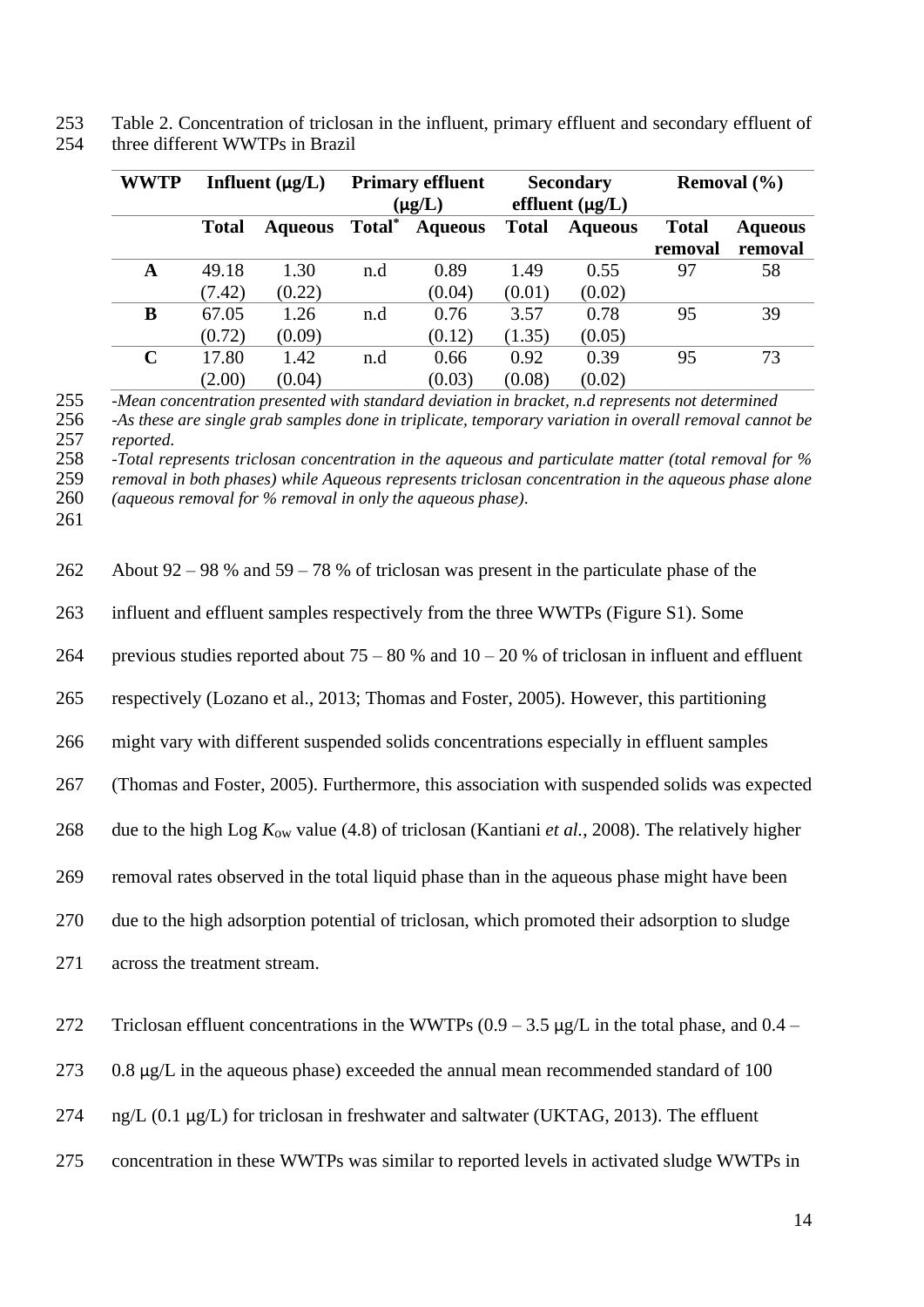Table 2. Concentration of triclosan in the influent, primary effluent and secondary effluent of three different WWTPs in Brazil

| WWTP | Influent (μg/L) | | Primary effluent (μg/L) | | Secondary effluent (μg/L) | | Removal (%) | |
|---|---|---|---|---|---|---|---|---|
| | Total | Aqueous | Total* | Aqueous | Total | Aqueous | Total removal | Aqueous removal |
| **A** | 49.18 (7.42) | 1.30 (0.22) | n.d | 0.89 (0.04) | 1.49 (0.01) | 0.55 (0.02) | 97 | 58 |
| **B** | 67.05 (0.72) | 1.26 (0.09) | n.d | 0.76 (0.12) | 3.57 (1.35) | 0.78 (0.05) | 95 | 39 |
| **C** | 17.80 (2.00) | 1.42 (0.04) | n.d | 0.66 (0.03) | 0.92 (0.08) | 0.39 (0.02) | 95 | 73 |

*-Mean concentration presented with standard deviation in bracket, n.d represents not determined*
*-As these are single grab samples done in triplicate, temporary variation in overall removal cannot be reported.*
*-Total represents triclosan concentration in the aqueous and particulate matter (total removal for % removal in both phases) while Aqueous represents triclosan concentration in the aqueous phase alone (aqueous removal for % removal in only the aqueous phase).*

About 92 – 98 % and 59 – 78 % of triclosan was present in the particulate phase of the influent and effluent samples respectively from the three WWTPs (Figure S1). Some previous studies reported about 75 – 80 % and 10 – 20 % of triclosan in influent and effluent respectively (Lozano et al., 2013; Thomas and Foster, 2005). However, this partitioning might vary with different suspended solids concentrations especially in effluent samples (Thomas and Foster, 2005). Furthermore, this association with suspended solids was expected due to the high Log $K_{ow}$ value (4.8) of triclosan (Kantiani *et al.*, 2008). The relatively higher removal rates observed in the total liquid phase than in the aqueous phase might have been due to the high adsorption potential of triclosan, which promoted their adsorption to sludge across the treatment stream.

Triclosan effluent concentrations in the WWTPs (0.9 – 3.5 μg/L in the total phase, and 0.4 – 0.8 μg/L in the aqueous phase) exceeded the annual mean recommended standard of 100 ng/L (0.1 μg/L) for triclosan in freshwater and saltwater (UKTAG, 2013). The effluent concentration in these WWTPs was similar to reported levels in activated sludge WWTPs in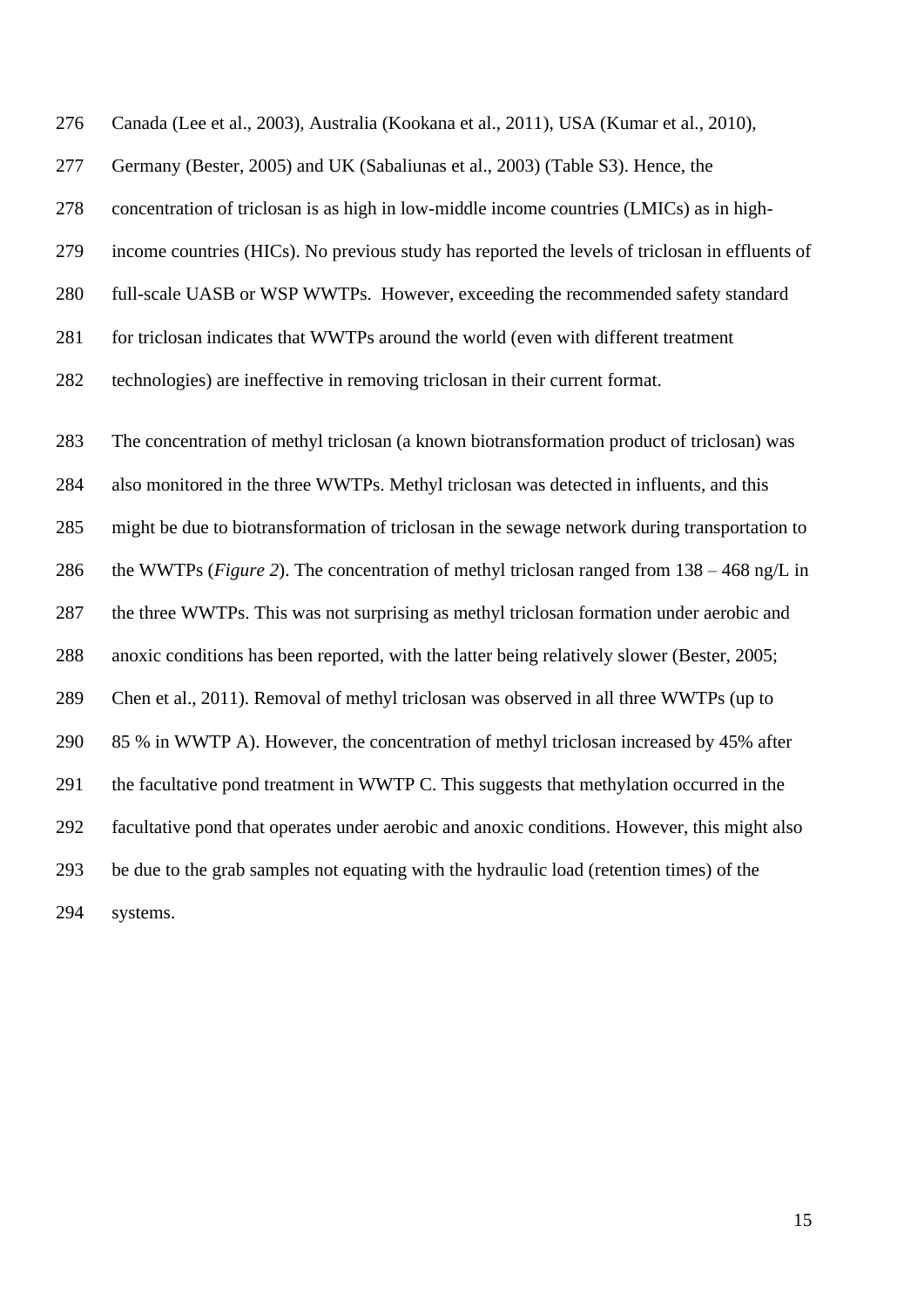Canada (Lee et al., 2003), Australia (Kookana et al., 2011), USA (Kumar et al., 2010), Germany (Bester, 2005) and UK (Sabaliunas et al., 2003) (Table S3). Hence, the concentration of triclosan is as high in low-middle income countries (LMICs) as in high-income countries (HICs). No previous study has reported the levels of triclosan in effluents of full-scale UASB or WSP WWTPs. However, exceeding the recommended safety standard for triclosan indicates that WWTPs around the world (even with different treatment technologies) are ineffective in removing triclosan in their current format.

The concentration of methyl triclosan (a known biotransformation product of triclosan) was also monitored in the three WWTPs. Methyl triclosan was detected in influents, and this might be due to biotransformation of triclosan in the sewage network during transportation to the WWTPs (*Figure 2*). The concentration of methyl triclosan ranged from 138 – 468 ng/L in the three WWTPs. This was not surprising as methyl triclosan formation under aerobic and anoxic conditions has been reported, with the latter being relatively slower (Bester, 2005; Chen et al., 2011). Removal of methyl triclosan was observed in all three WWTPs (up to 85 % in WWTP A). However, the concentration of methyl triclosan increased by 45% after the facultative pond treatment in WWTP C. This suggests that methylation occurred in the facultative pond that operates under aerobic and anoxic conditions. However, this might also be due to the grab samples not equating with the hydraulic load (retention times) of the systems.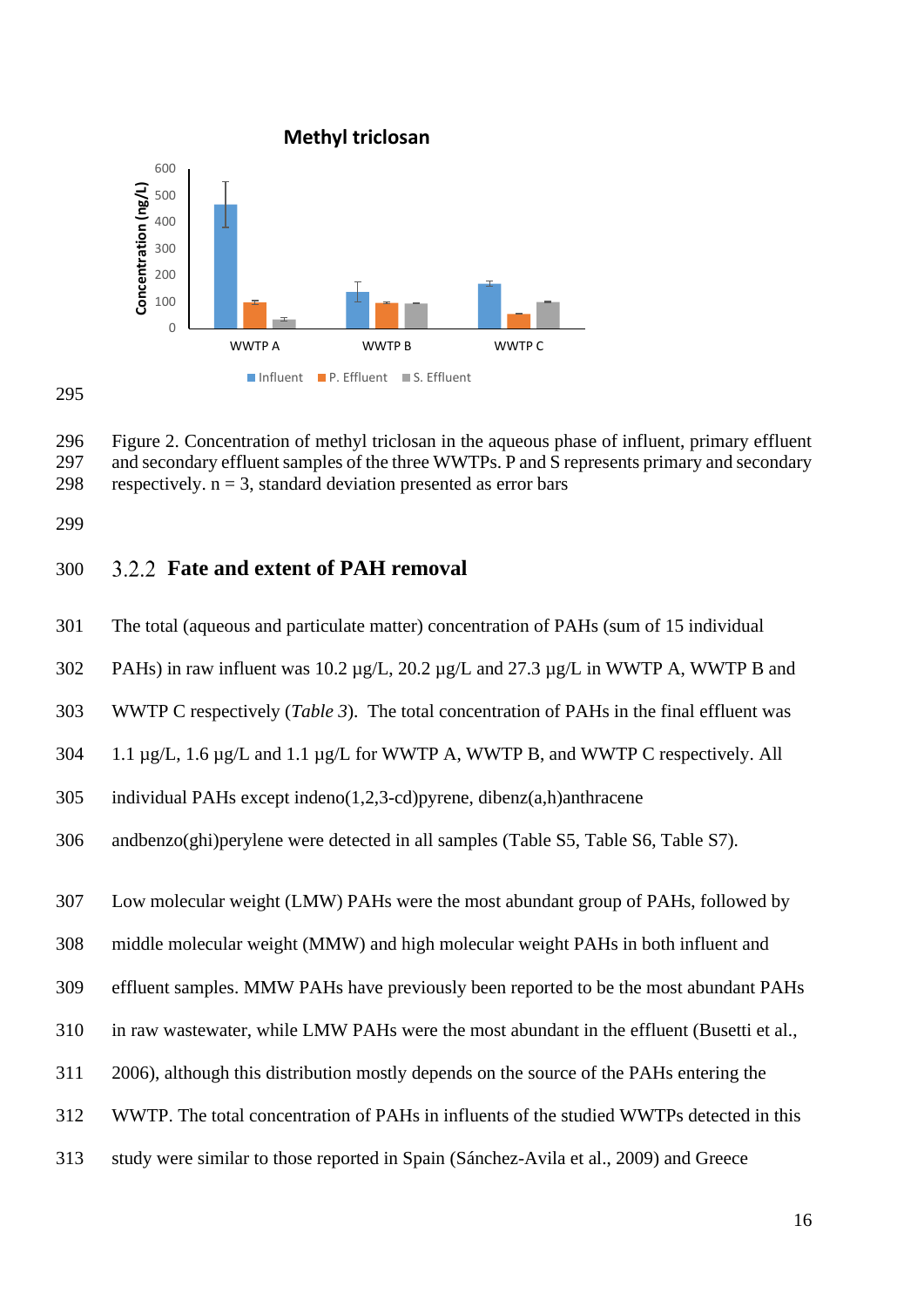Figure 2. Concentration of methyl triclosan in the aqueous phase of influent, primary effluent and secondary effluent samples of the three WWTPs. P and S represents primary and secondary respectively. n = 3, standard deviation presented as error bars

### 3.2.2 Fate and extent of PAH removal

The total (aqueous and particulate matter) concentration of PAHs (sum of 15 individual PAHs) in raw influent was 10.2 µg/L, 20.2 µg/L and 27.3 µg/L in WWTP A, WWTP B and WWTP C respectively (*Table 3*). The total concentration of PAHs in the final effluent was 1.1 µg/L, 1.6 µg/L and 1.1 µg/L for WWTP A, WWTP B, and WWTP C respectively. All individual PAHs except indeno(1,2,3-cd)pyrene, dibenz(a,h)anthracene andbenzo(ghi)perylene were detected in all samples (Table S5, Table S6, Table S7).

Low molecular weight (LMW) PAHs were the most abundant group of PAHs, followed by middle molecular weight (MMW) and high molecular weight PAHs in both influent and effluent samples. MMW PAHs have previously been reported to be the most abundant PAHs in raw wastewater, while LMW PAHs were the most abundant in the effluent (Busetti et al., 2006), although this distribution mostly depends on the source of the PAHs entering the WWTP. The total concentration of PAHs in influents of the studied WWTPs detected in this study were similar to those reported in Spain (Sánchez-Avila et al., 2009) and Greece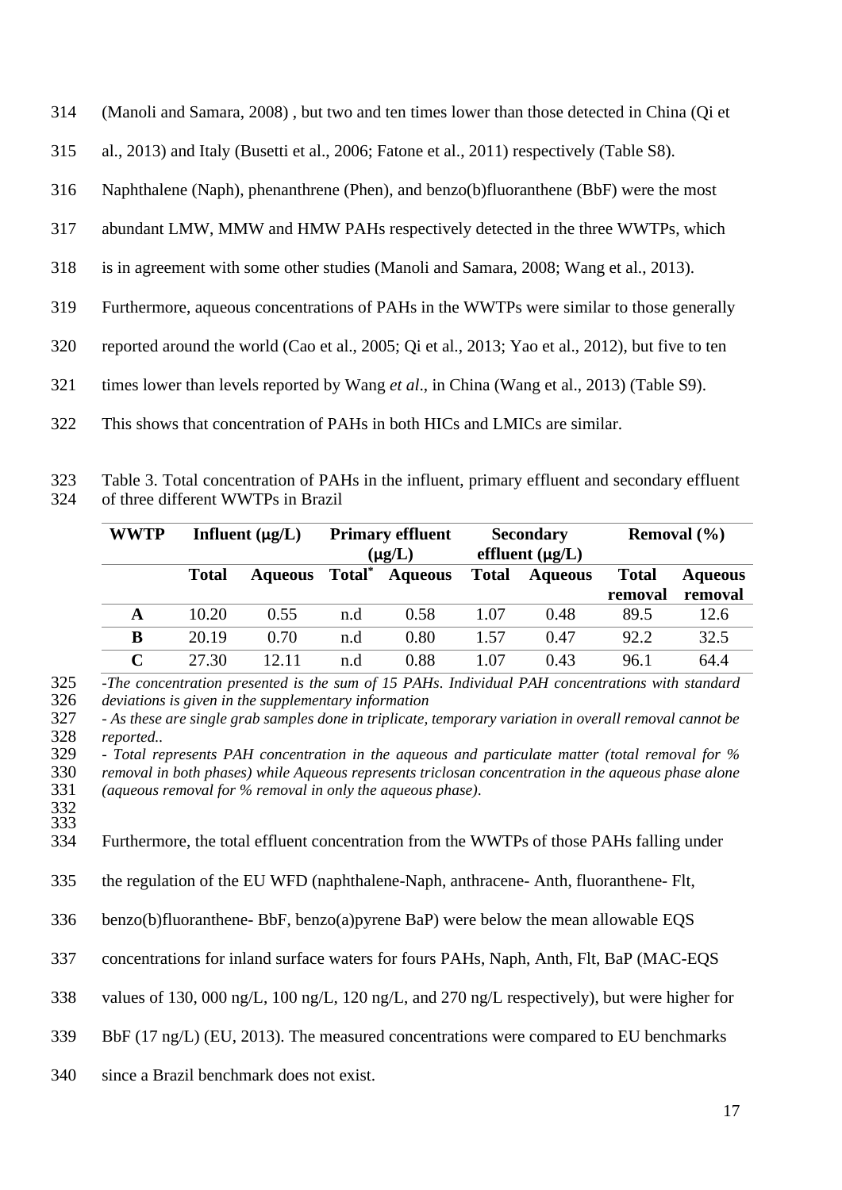(Manoli and Samara, 2008) , but two and ten times lower than those detected in China (Qi et al., 2013) and Italy (Busetti et al., 2006; Fatone et al., 2011) respectively (Table S8). Naphthalene (Naph), phenanthrene (Phen), and benzo(b)fluoranthene (BbF) were the most abundant LMW, MMW and HMW PAHs respectively detected in the three WWTPs, which is in agreement with some other studies (Manoli and Samara, 2008; Wang et al., 2013). Furthermore, aqueous concentrations of PAHs in the WWTPs were similar to those generally reported around the world (Cao et al., 2005; Qi et al., 2013; Yao et al., 2012), but five to ten times lower than levels reported by Wang *et al*., in China (Wang et al., 2013) (Table S9). This shows that concentration of PAHs in both HICs and LMICs are similar.

Table 3. Total concentration of PAHs in the influent, primary effluent and secondary effluent of three different WWTPs in Brazil

| WWTP | Influent (µg/L) | | Primary effluent (µg/L) | | Secondary effluent (µg/L) | | Removal (%) | |
|---|---|---|---|---|---|---|---|---|
| | Total | Aqueous | Total* | Aqueous | Total | Aqueous | Total removal | Aqueous removal |
| A | 10.20 | 0.55 | n.d | 0.58 | 1.07 | 0.48 | 89.5 | 12.6 |
| B | 20.19 | 0.70 | n.d | 0.80 | 1.57 | 0.47 | 92.2 | 32.5 |
| C | 27.30 | 12.11 | n.d | 0.88 | 1.07 | 0.43 | 96.1 | 64.4 |

*-The concentration presented is the sum of 15 PAHs. Individual PAH concentrations with standard deviations is given in the supplementary information*

*- As these are single grab samples done in triplicate, temporary variation in overall removal cannot be reported..*

*- Total represents PAH concentration in the aqueous and particulate matter (total removal for % removal in both phases) while Aqueous represents triclosan concentration in the aqueous phase alone (aqueous removal for % removal in only the aqueous phase).*

Furthermore, the total effluent concentration from the WWTPs of those PAHs falling under the regulation of the EU WFD (naphthalene-Naph, anthracene- Anth, fluoranthene- Flt, benzo(b)fluoranthene- BbF, benzo(a)pyrene BaP) were below the mean allowable EQS concentrations for inland surface waters for fours PAHs, Naph, Anth, Flt, BaP (MAC-EQS values of 130, 000 ng/L, 100 ng/L, 120 ng/L, and 270 ng/L respectively), but were higher for BbF (17 ng/L) (EU, 2013). The measured concentrations were compared to EU benchmarks since a Brazil benchmark does not exist.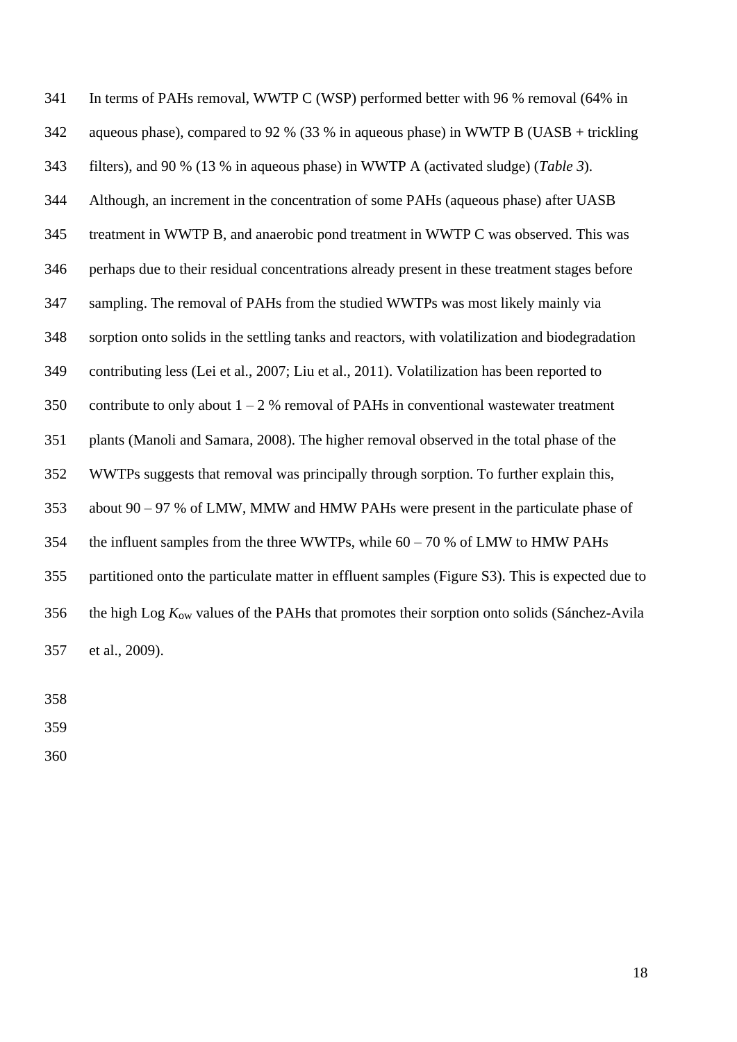In terms of PAHs removal, WWTP C (WSP) performed better with 96 % removal (64% in aqueous phase), compared to 92 % (33 % in aqueous phase) in WWTP B (UASB + trickling filters), and 90 % (13 % in aqueous phase) in WWTP A (activated sludge) (*Table 3*). Although, an increment in the concentration of some PAHs (aqueous phase) after UASB treatment in WWTP B, and anaerobic pond treatment in WWTP C was observed. This was perhaps due to their residual concentrations already present in these treatment stages before sampling. The removal of PAHs from the studied WWTPs was most likely mainly via sorption onto solids in the settling tanks and reactors, with volatilization and biodegradation contributing less (Lei et al., 2007; Liu et al., 2011). Volatilization has been reported to contribute to only about 1 – 2 % removal of PAHs in conventional wastewater treatment plants (Manoli and Samara, 2008). The higher removal observed in the total phase of the WWTPs suggests that removal was principally through sorption. To further explain this, about 90 – 97 % of LMW, MMW and HMW PAHs were present in the particulate phase of the influent samples from the three WWTPs, while 60 – 70 % of LMW to HMW PAHs partitioned onto the particulate matter in effluent samples (Figure S3). This is expected due to the high Log $K_{ow}$ values of the PAHs that promotes their sorption onto solids (Sánchez-Avila et al., 2009).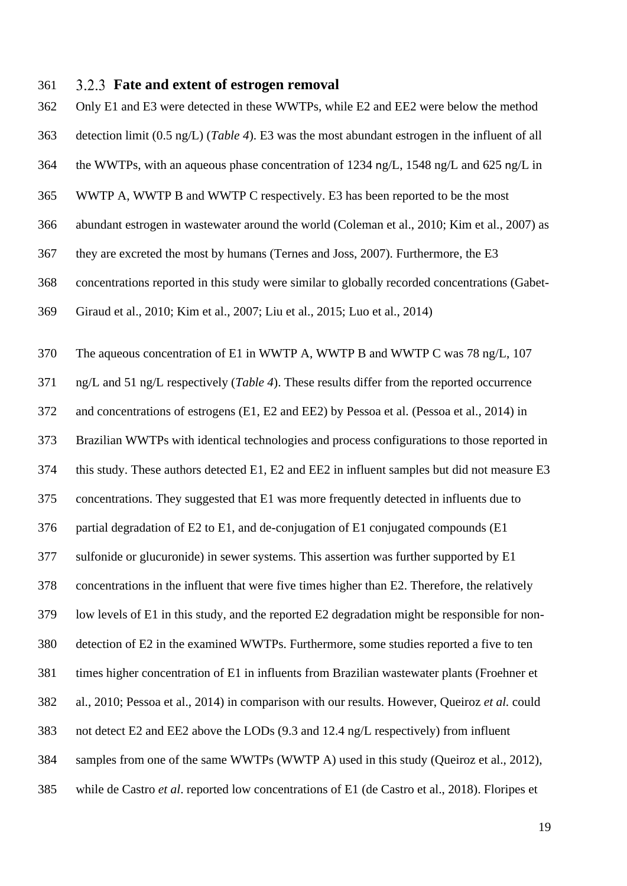### 3.2.3 Fate and extent of estrogen removal

Only E1 and E3 were detected in these WWTPs, while E2 and EE2 were below the method detection limit (0.5 ng/L) (*Table 4*). E3 was the most abundant estrogen in the influent of all the WWTPs, with an aqueous phase concentration of 1234 ng/L, 1548 ng/L and 625 ng/L in WWTP A, WWTP B and WWTP C respectively. E3 has been reported to be the most abundant estrogen in wastewater around the world (Coleman et al., 2010; Kim et al., 2007) as they are excreted the most by humans (Ternes and Joss, 2007). Furthermore, the E3 concentrations reported in this study were similar to globally recorded concentrations (Gabet-Giraud et al., 2010; Kim et al., 2007; Liu et al., 2015; Luo et al., 2014)

The aqueous concentration of E1 in WWTP A, WWTP B and WWTP C was 78 ng/L, 107 ng/L and 51 ng/L respectively (*Table 4*). These results differ from the reported occurrence and concentrations of estrogens (E1, E2 and EE2) by Pessoa et al. (Pessoa et al., 2014) in Brazilian WWTPs with identical technologies and process configurations to those reported in this study. These authors detected E1, E2 and EE2 in influent samples but did not measure E3 concentrations. They suggested that E1 was more frequently detected in influents due to partial degradation of E2 to E1, and de-conjugation of E1 conjugated compounds (E1 sulfonide or glucuronide) in sewer systems. This assertion was further supported by E1 concentrations in the influent that were five times higher than E2. Therefore, the relatively low levels of E1 in this study, and the reported E2 degradation might be responsible for non-detection of E2 in the examined WWTPs. Furthermore, some studies reported a five to ten times higher concentration of E1 in influents from Brazilian wastewater plants (Froehner et al., 2010; Pessoa et al., 2014) in comparison with our results. However, Queiroz *et al.* could not detect E2 and EE2 above the LODs (9.3 and 12.4 ng/L respectively) from influent samples from one of the same WWTPs (WWTP A) used in this study (Queiroz et al., 2012), while de Castro *et al*. reported low concentrations of E1 (de Castro et al., 2018). Floripes et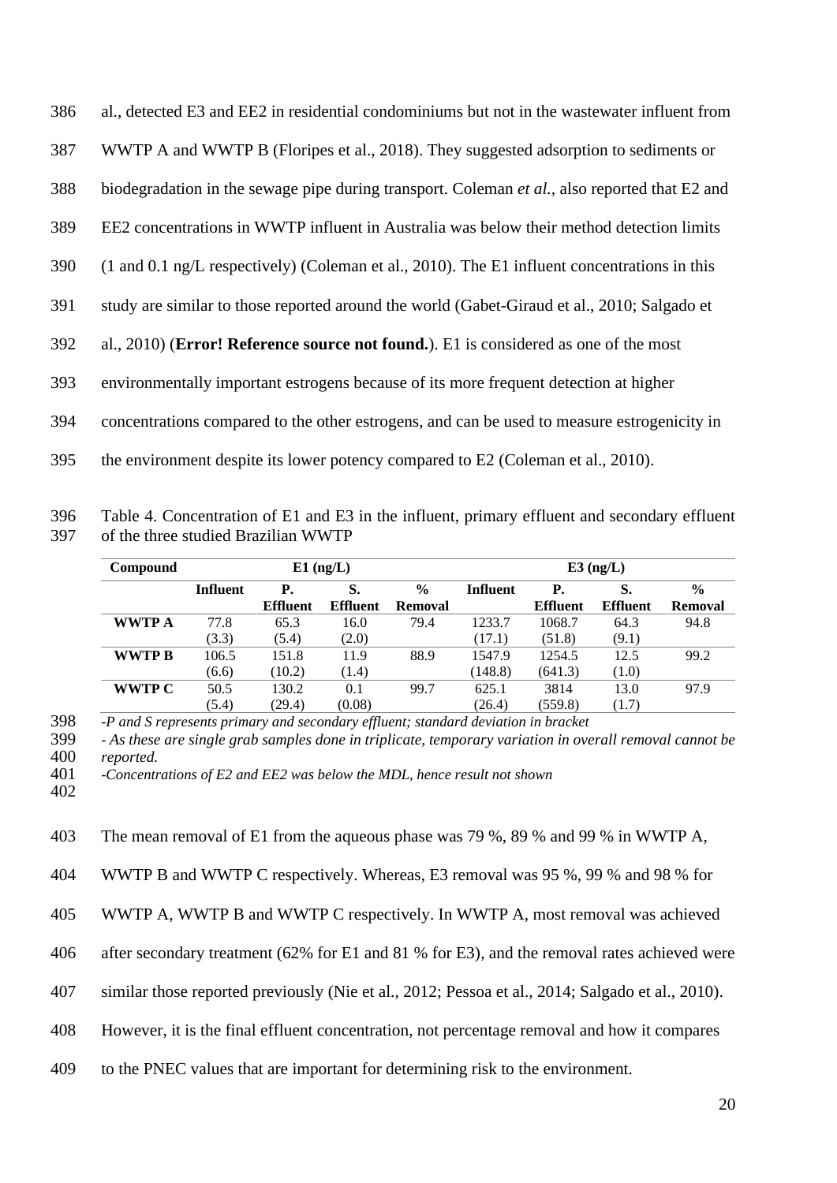al., detected E3 and EE2 in residential condominiums but not in the wastewater influent from WWTP A and WWTP B (Floripes et al., 2018). They suggested adsorption to sediments or biodegradation in the sewage pipe during transport. Coleman *et al.*, also reported that E2 and EE2 concentrations in WWTP influent in Australia was below their method detection limits (1 and 0.1 ng/L respectively) (Coleman et al., 2010). The E1 influent concentrations in this study are similar to those reported around the world (Gabet-Giraud et al., 2010; Salgado et al., 2010) (**Error! Reference source not found.**). E1 is considered as one of the most environmentally important estrogens because of its more frequent detection at higher concentrations compared to the other estrogens, and can be used to measure estrogenicity in the environment despite its lower potency compared to E2 (Coleman et al., 2010).

Table 4. Concentration of E1 and E3 in the influent, primary effluent and secondary effluent of the three studied Brazilian WWTP

| Compound | E1 (ng/L) | | | | E3 (ng/L) | | | |
|---|---|---|---|---|---|---|---|---|
| | **Influent** | **P. Effluent** | **S. Effluent** | **% Removal** | **Influent** | **P. Effluent** | **S. Effluent** | **% Removal** |
| **WWTP A** | 77.8 (3.3) | 65.3 (5.4) | 16.0 (2.0) | 79.4 | 1233.7 (17.1) | 1068.7 (51.8) | 64.3 (9.1) | 94.8 |
| **WWTP B** | 106.5 (6.6) | 151.8 (10.2) | 11.9 (1.4) | 88.9 | 1547.9 (148.8) | 1254.5 (641.3) | 12.5 (1.0) | 99.2 |
| **WWTP C** | 50.5 (5.4) | 130.2 (29.4) | 0.1 (0.08) | 99.7 | 625.1 (26.4) | 3814 (559.8) | 13.0 (1.7) | 97.9 |

*-P and S represents primary and secondary effluent; standard deviation in bracket*
*- As these are single grab samples done in triplicate, temporary variation in overall removal cannot be reported.*
*-Concentrations of E2 and EE2 was below the MDL, hence result not shown*

The mean removal of E1 from the aqueous phase was 79 %, 89 % and 99 % in WWTP A, WWTP B and WWTP C respectively. Whereas, E3 removal was 95 %, 99 % and 98 % for WWTP A, WWTP B and WWTP C respectively. In WWTP A, most removal was achieved after secondary treatment (62% for E1 and 81 % for E3), and the removal rates achieved were similar those reported previously (Nie et al., 2012; Pessoa et al., 2014; Salgado et al., 2010). However, it is the final effluent concentration, not percentage removal and how it compares to the PNEC values that are important for determining risk to the environment.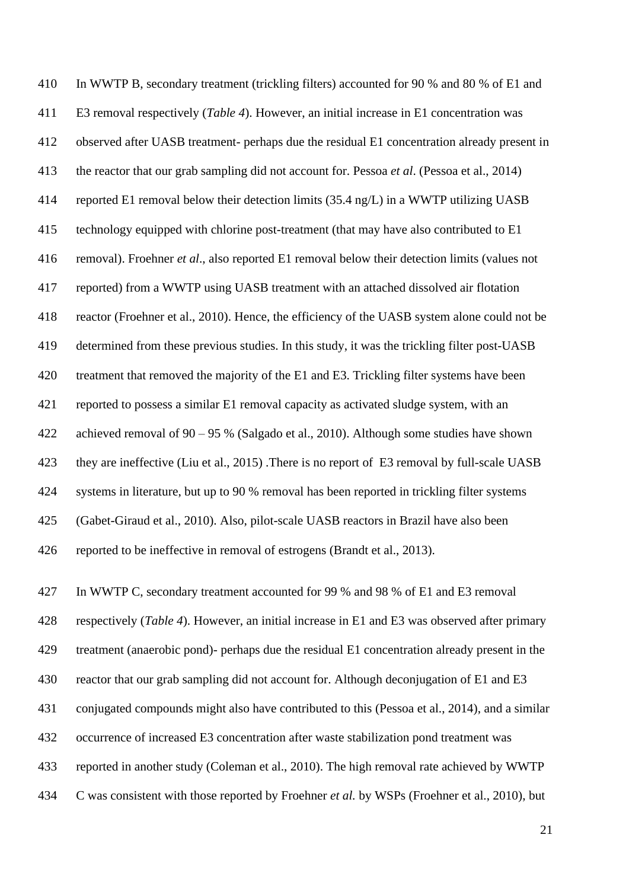In WWTP B, secondary treatment (trickling filters) accounted for 90 % and 80 % of E1 and E3 removal respectively (*Table 4*). However, an initial increase in E1 concentration was observed after UASB treatment- perhaps due the residual E1 concentration already present in the reactor that our grab sampling did not account for. Pessoa *et al*. (Pessoa et al., 2014) reported E1 removal below their detection limits (35.4 ng/L) in a WWTP utilizing UASB technology equipped with chlorine post-treatment (that may have also contributed to E1 removal). Froehner *et al*., also reported E1 removal below their detection limits (values not reported) from a WWTP using UASB treatment with an attached dissolved air flotation reactor (Froehner et al., 2010). Hence, the efficiency of the UASB system alone could not be determined from these previous studies. In this study, it was the trickling filter post-UASB treatment that removed the majority of the E1 and E3. Trickling filter systems have been reported to possess a similar E1 removal capacity as activated sludge system, with an achieved removal of 90 – 95 % (Salgado et al., 2010). Although some studies have shown they are ineffective (Liu et al., 2015) .There is no report of E3 removal by full-scale UASB systems in literature, but up to 90 % removal has been reported in trickling filter systems (Gabet-Giraud et al., 2010). Also, pilot-scale UASB reactors in Brazil have also been reported to be ineffective in removal of estrogens (Brandt et al., 2013).

In WWTP C, secondary treatment accounted for 99 % and 98 % of E1 and E3 removal respectively (*Table 4*). However, an initial increase in E1 and E3 was observed after primary treatment (anaerobic pond)- perhaps due the residual E1 concentration already present in the reactor that our grab sampling did not account for. Although deconjugation of E1 and E3 conjugated compounds might also have contributed to this (Pessoa et al., 2014), and a similar occurrence of increased E3 concentration after waste stabilization pond treatment was reported in another study (Coleman et al., 2010). The high removal rate achieved by WWTP C was consistent with those reported by Froehner *et al.* by WSPs (Froehner et al., 2010), but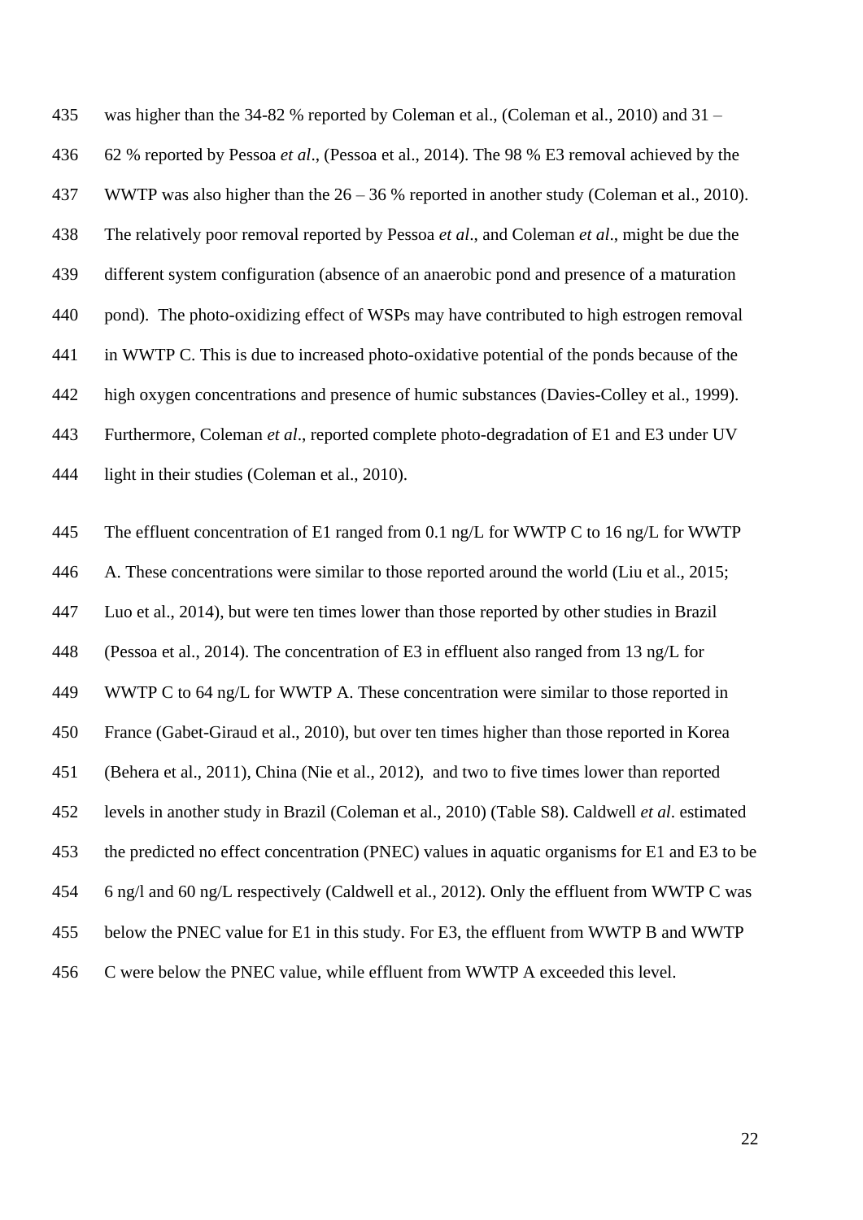was higher than the 34-82 % reported by Coleman et al., (Coleman et al., 2010) and 31 – 62 % reported by Pessoa *et al*., (Pessoa et al., 2014). The 98 % E3 removal achieved by the WWTP was also higher than the 26 – 36 % reported in another study (Coleman et al., 2010). The relatively poor removal reported by Pessoa *et al*., and Coleman *et al*., might be due the different system configuration (absence of an anaerobic pond and presence of a maturation pond). The photo-oxidizing effect of WSPs may have contributed to high estrogen removal in WWTP C. This is due to increased photo-oxidative potential of the ponds because of the high oxygen concentrations and presence of humic substances (Davies-Colley et al., 1999). Furthermore, Coleman *et al*., reported complete photo-degradation of E1 and E3 under UV light in their studies (Coleman et al., 2010).

The effluent concentration of E1 ranged from 0.1 ng/L for WWTP C to 16 ng/L for WWTP A. These concentrations were similar to those reported around the world (Liu et al., 2015; Luo et al., 2014), but were ten times lower than those reported by other studies in Brazil (Pessoa et al., 2014). The concentration of E3 in effluent also ranged from 13 ng/L for WWTP C to 64 ng/L for WWTP A. These concentration were similar to those reported in France (Gabet-Giraud et al., 2010), but over ten times higher than those reported in Korea (Behera et al., 2011), China (Nie et al., 2012), and two to five times lower than reported levels in another study in Brazil (Coleman et al., 2010) (Table S8). Caldwell *et al*. estimated the predicted no effect concentration (PNEC) values in aquatic organisms for E1 and E3 to be 6 ng/l and 60 ng/L respectively (Caldwell et al., 2012). Only the effluent from WWTP C was below the PNEC value for E1 in this study. For E3, the effluent from WWTP B and WWTP C were below the PNEC value, while effluent from WWTP A exceeded this level.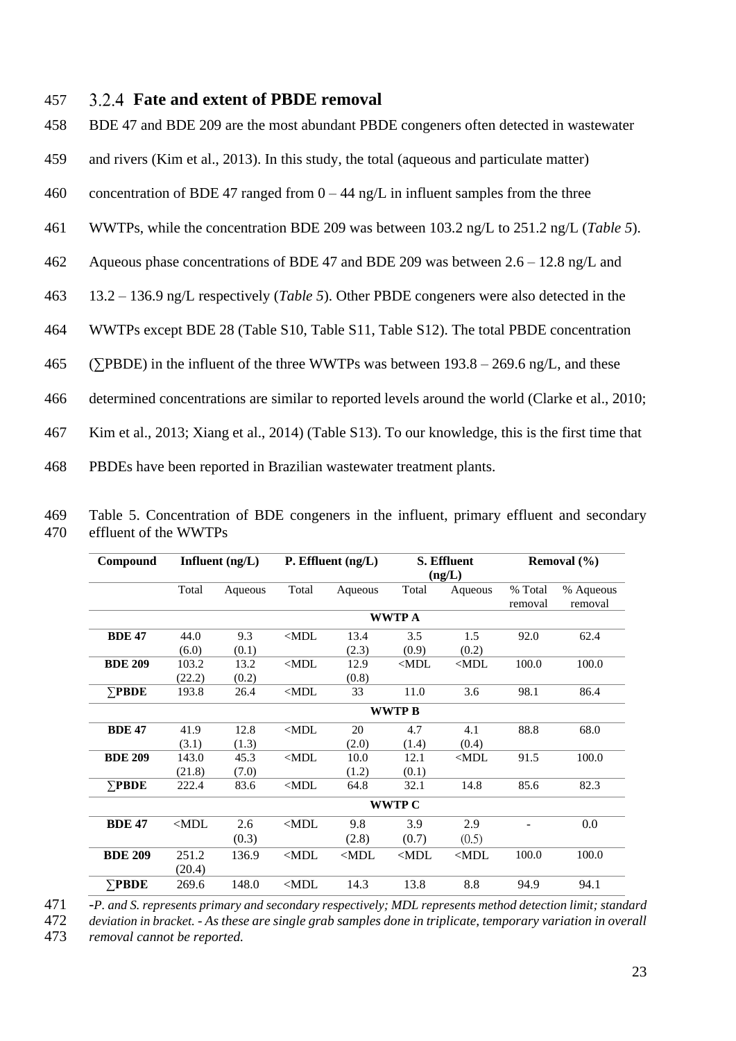### 3.2.4 Fate and extent of PBDE removal

BDE 47 and BDE 209 are the most abundant PBDE congeners often detected in wastewater and rivers (Kim et al., 2013). In this study, the total (aqueous and particulate matter) concentration of BDE 47 ranged from 0 – 44 ng/L in influent samples from the three WWTPs, while the concentration BDE 209 was between 103.2 ng/L to 251.2 ng/L (*Table 5*). Aqueous phase concentrations of BDE 47 and BDE 209 was between 2.6 – 12.8 ng/L and 13.2 – 136.9 ng/L respectively (*Table 5*). Other PBDE congeners were also detected in the WWTPs except BDE 28 (Table S10, Table S11, Table S12). The total PBDE concentration (∑PBDE) in the influent of the three WWTPs was between 193.8 – 269.6 ng/L, and these determined concentrations are similar to reported levels around the world (Clarke et al., 2010; Kim et al., 2013; Xiang et al., 2014) (Table S13). To our knowledge, this is the first time that PBDEs have been reported in Brazilian wastewater treatment plants.

Table 5. Concentration of BDE congeners in the influent, primary effluent and secondary effluent of the WWTPs

| Compound | Influent (ng/L) | | P. Effluent (ng/L) | | S. Effluent (ng/L) | | Removal (%) | |
|---|---|---|---|---|---|---|---|---|
| | Total | Aqueous | Total | Aqueous | Total | Aqueous | % Total removal | % Aqueous removal |
| **WWTP A** | | | | | | | | |
| **BDE 47** | 44.0 (6.0) | 9.3 (0.1) | <MDL | 13.4 (2.3) | 3.5 (0.9) | 1.5 (0.2) | 92.0 | 62.4 |
| **BDE 209** | 103.2 (22.2) | 13.2 (0.2) | <MDL | 12.9 (0.8) | <MDL | <MDL | 100.0 | 100.0 |
| **∑PBDE** | 193.8 | 26.4 | <MDL | 33 | 11.0 | 3.6 | 98.1 | 86.4 |
| **WWTP B** | | | | | | | | |
| **BDE 47** | 41.9 (3.1) | 12.8 (1.3) | <MDL | 20 (2.0) | 4.7 (1.4) | 4.1 (0.4) | 88.8 | 68.0 |
| **BDE 209** | 143.0 (21.8) | 45.3 (7.0) | <MDL | 10.0 (1.2) | 12.1 (0.1) | <MDL | 91.5 | 100.0 |
| **∑PBDE** | 222.4 | 83.6 | <MDL | 64.8 | 32.1 | 14.8 | 85.6 | 82.3 |
| **WWTP C** | | | | | | | | |
| **BDE 47** | <MDL | 2.6 (0.3) | <MDL | 9.8 (2.8) | 3.9 (0.7) | 2.9 (0.5) | - | 0.0 |
| **BDE 209** | 251.2 (20.4) | 136.9 | <MDL | <MDL | <MDL | <MDL | 100.0 | 100.0 |
| **∑PBDE** | 269.6 | 148.0 | <MDL | 14.3 | 13.8 | 8.8 | 94.9 | 94.1 |

*-P. and S. represents primary and secondary respectively; MDL represents method detection limit; standard deviation in bracket. - As these are single grab samples done in triplicate, temporary variation in overall removal cannot be reported.*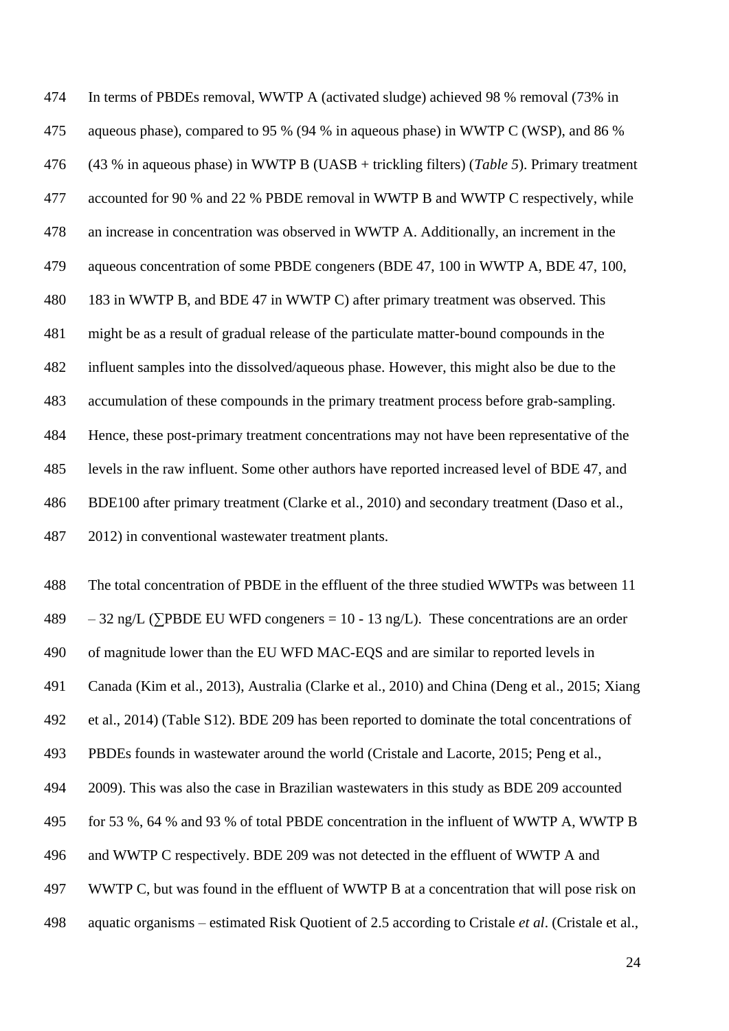In terms of PBDEs removal, WWTP A (activated sludge) achieved 98 % removal (73% in aqueous phase), compared to 95 % (94 % in aqueous phase) in WWTP C (WSP), and 86 % (43 % in aqueous phase) in WWTP B (UASB + trickling filters) (*Table 5*). Primary treatment accounted for 90 % and 22 % PBDE removal in WWTP B and WWTP C respectively, while an increase in concentration was observed in WWTP A. Additionally, an increment in the aqueous concentration of some PBDE congeners (BDE 47, 100 in WWTP A, BDE 47, 100, 183 in WWTP B, and BDE 47 in WWTP C) after primary treatment was observed. This might be as a result of gradual release of the particulate matter-bound compounds in the influent samples into the dissolved/aqueous phase. However, this might also be due to the accumulation of these compounds in the primary treatment process before grab-sampling. Hence, these post-primary treatment concentrations may not have been representative of the levels in the raw influent. Some other authors have reported increased level of BDE 47, and BDE100 after primary treatment (Clarke et al., 2010) and secondary treatment (Daso et al., 2012) in conventional wastewater treatment plants.

The total concentration of PBDE in the effluent of the three studied WWTPs was between 11 – 32 ng/L (∑PBDE EU WFD congeners = 10 - 13 ng/L). These concentrations are an order of magnitude lower than the EU WFD MAC-EQS and are similar to reported levels in Canada (Kim et al., 2013), Australia (Clarke et al., 2010) and China (Deng et al., 2015; Xiang et al., 2014) (Table S12). BDE 209 has been reported to dominate the total concentrations of PBDEs founds in wastewater around the world (Cristale and Lacorte, 2015; Peng et al., 2009). This was also the case in Brazilian wastewaters in this study as BDE 209 accounted for 53 %, 64 % and 93 % of total PBDE concentration in the influent of WWTP A, WWTP B and WWTP C respectively. BDE 209 was not detected in the effluent of WWTP A and WWTP C, but was found in the effluent of WWTP B at a concentration that will pose risk on aquatic organisms – estimated Risk Quotient of 2.5 according to Cristale *et al*. (Cristale et al.,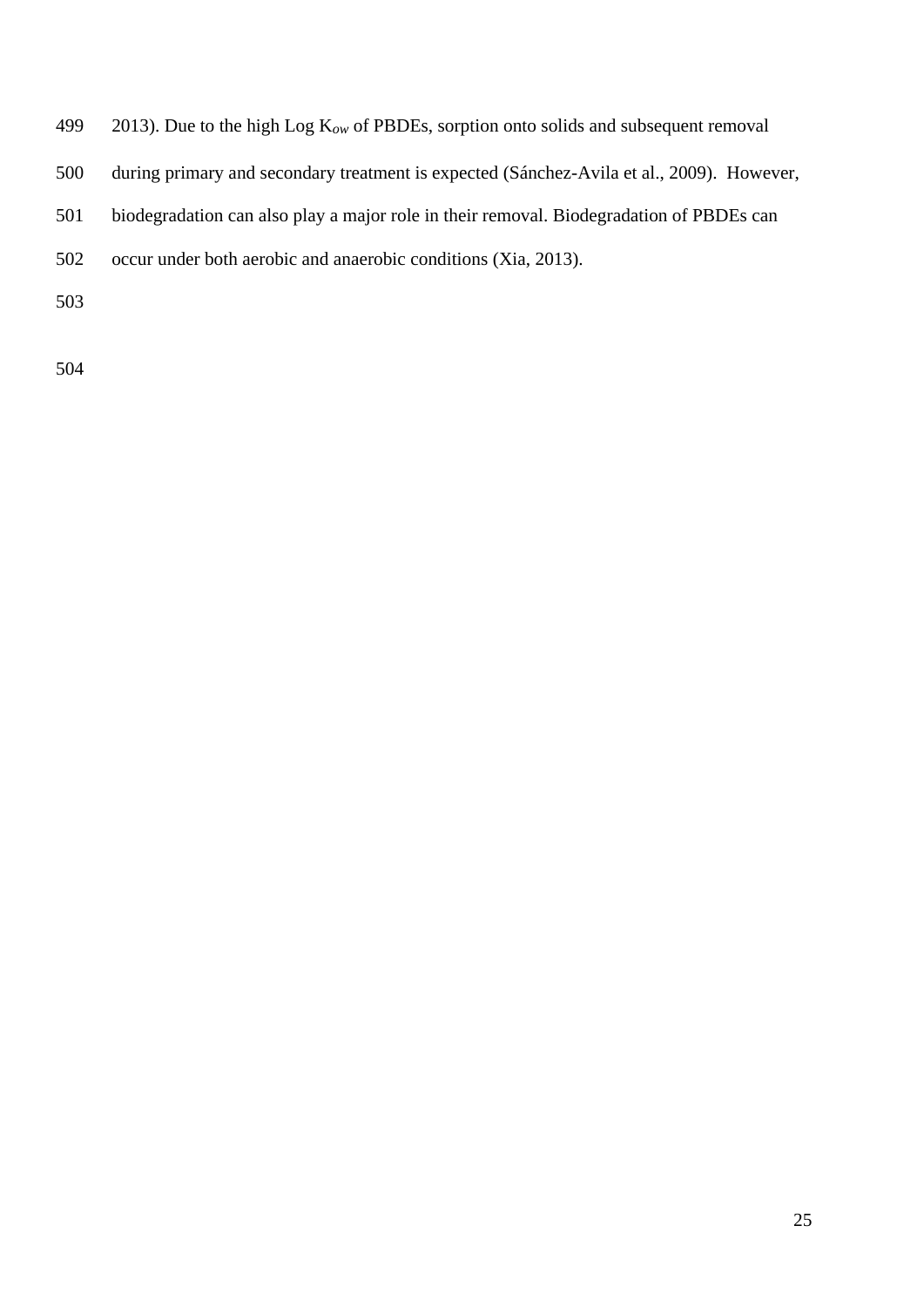2013). Due to the high Log $K_{ow}$ of PBDEs, sorption onto solids and subsequent removal during primary and secondary treatment is expected (Sánchez-Avila et al., 2009). However, biodegradation can also play a major role in their removal. Biodegradation of PBDEs can occur under both aerobic and anaerobic conditions (Xia, 2013).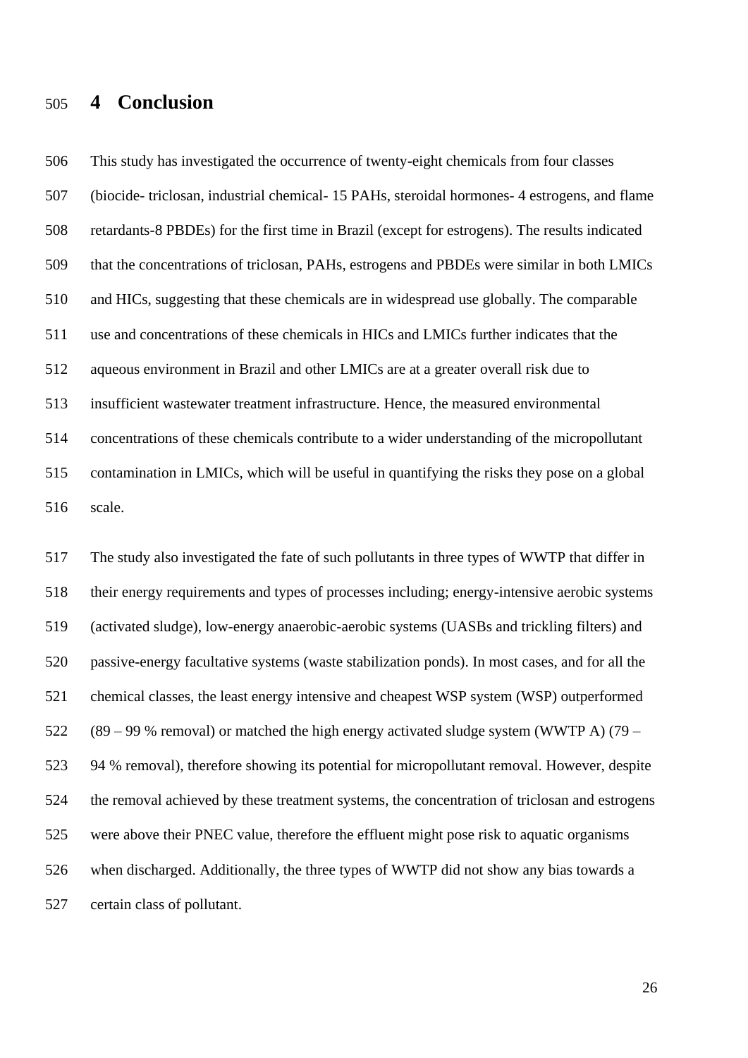# 4 Conclusion

This study has investigated the occurrence of twenty-eight chemicals from four classes (biocide- triclosan, industrial chemical- 15 PAHs, steroidal hormones- 4 estrogens, and flame retardants-8 PBDEs) for the first time in Brazil (except for estrogens). The results indicated that the concentrations of triclosan, PAHs, estrogens and PBDEs were similar in both LMICs and HICs, suggesting that these chemicals are in widespread use globally. The comparable use and concentrations of these chemicals in HICs and LMICs further indicates that the aqueous environment in Brazil and other LMICs are at a greater overall risk due to insufficient wastewater treatment infrastructure. Hence, the measured environmental concentrations of these chemicals contribute to a wider understanding of the micropollutant contamination in LMICs, which will be useful in quantifying the risks they pose on a global scale.

The study also investigated the fate of such pollutants in three types of WWTP that differ in their energy requirements and types of processes including; energy-intensive aerobic systems (activated sludge), low-energy anaerobic-aerobic systems (UASBs and trickling filters) and passive-energy facultative systems (waste stabilization ponds). In most cases, and for all the chemical classes, the least energy intensive and cheapest WSP system (WSP) outperformed (89 – 99 % removal) or matched the high energy activated sludge system (WWTP A) (79 – 94 % removal), therefore showing its potential for micropollutant removal. However, despite the removal achieved by these treatment systems, the concentration of triclosan and estrogens were above their PNEC value, therefore the effluent might pose risk to aquatic organisms when discharged. Additionally, the three types of WWTP did not show any bias towards a certain class of pollutant.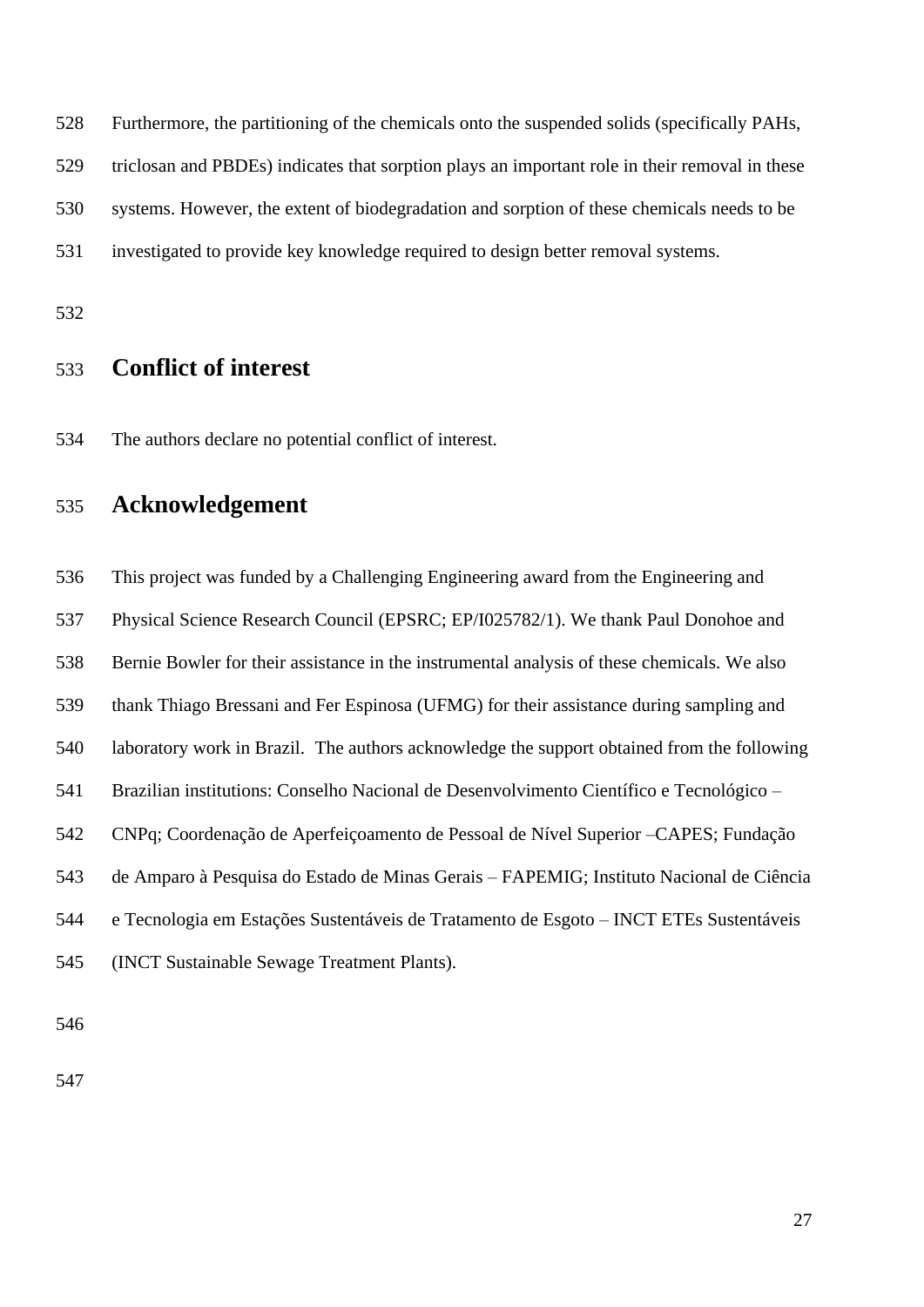Furthermore, the partitioning of the chemicals onto the suspended solids (specifically PAHs, triclosan and PBDEs) indicates that sorption plays an important role in their removal in these systems. However, the extent of biodegradation and sorption of these chemicals needs to be investigated to provide key knowledge required to design better removal systems.

## Conflict of interest

The authors declare no potential conflict of interest.

## Acknowledgement

This project was funded by a Challenging Engineering award from the Engineering and Physical Science Research Council (EPSRC; EP/I025782/1). We thank Paul Donohoe and Bernie Bowler for their assistance in the instrumental analysis of these chemicals. We also thank Thiago Bressani and Fer Espinosa (UFMG) for their assistance during sampling and laboratory work in Brazil. The authors acknowledge the support obtained from the following Brazilian institutions: Conselho Nacional de Desenvolvimento Científico e Tecnológico – CNPq; Coordenação de Aperfeiçoamento de Pessoal de Nível Superior –CAPES; Fundação de Amparo à Pesquisa do Estado de Minas Gerais – FAPEMIG; Instituto Nacional de Ciência e Tecnologia em Estações Sustentáveis de Tratamento de Esgoto – INCT ETEs Sustentáveis (INCT Sustainable Sewage Treatment Plants).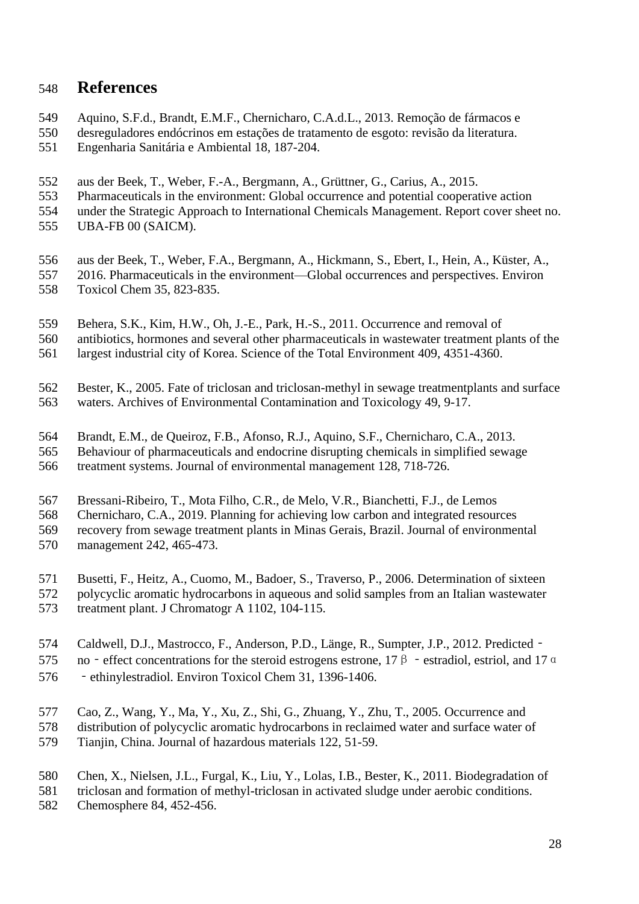## References

Aquino, S.F.d., Brandt, E.M.F., Chernicharo, C.A.d.L., 2013. Remoção de fármacos e desreguladores endócrinos em estações de tratamento de esgoto: revisão da literatura. Engenharia Sanitária e Ambiental 18, 187-204.

aus der Beek, T., Weber, F.-A., Bergmann, A., Grüttner, G., Carius, A., 2015. Pharmaceuticals in the environment: Global occurrence and potential cooperative action under the Strategic Approach to International Chemicals Management. Report cover sheet no. UBA-FB 00 (SAICM).

aus der Beek, T., Weber, F.A., Bergmann, A., Hickmann, S., Ebert, I., Hein, A., Küster, A., 2016. Pharmaceuticals in the environment—Global occurrences and perspectives. Environ Toxicol Chem 35, 823-835.

Behera, S.K., Kim, H.W., Oh, J.-E., Park, H.-S., 2011. Occurrence and removal of antibiotics, hormones and several other pharmaceuticals in wastewater treatment plants of the largest industrial city of Korea. Science of the Total Environment 409, 4351-4360.

Bester, K., 2005. Fate of triclosan and triclosan-methyl in sewage treatmentplants and surface waters. Archives of Environmental Contamination and Toxicology 49, 9-17.

Brandt, E.M., de Queiroz, F.B., Afonso, R.J., Aquino, S.F., Chernicharo, C.A., 2013. Behaviour of pharmaceuticals and endocrine disrupting chemicals in simplified sewage treatment systems. Journal of environmental management 128, 718-726.

Bressani-Ribeiro, T., Mota Filho, C.R., de Melo, V.R., Bianchetti, F.J., de Lemos Chernicharo, C.A., 2019. Planning for achieving low carbon and integrated resources recovery from sewage treatment plants in Minas Gerais, Brazil. Journal of environmental management 242, 465-473.

Busetti, F., Heitz, A., Cuomo, M., Badoer, S., Traverso, P., 2006. Determination of sixteen polycyclic aromatic hydrocarbons in aqueous and solid samples from an Italian wastewater treatment plant. J Chromatogr A 1102, 104-115.

Caldwell, D.J., Mastrocco, F., Anderson, P.D., Länge, R., Sumpter, J.P., 2012. Predicted‐no‐effect concentrations for the steroid estrogens estrone, 17β‐estradiol, estriol, and 17α‐ethinylestradiol. Environ Toxicol Chem 31, 1396-1406.

Cao, Z., Wang, Y., Ma, Y., Xu, Z., Shi, G., Zhuang, Y., Zhu, T., 2005. Occurrence and distribution of polycyclic aromatic hydrocarbons in reclaimed water and surface water of Tianjin, China. Journal of hazardous materials 122, 51-59.

Chen, X., Nielsen, J.L., Furgal, K., Liu, Y., Lolas, I.B., Bester, K., 2011. Biodegradation of triclosan and formation of methyl-triclosan in activated sludge under aerobic conditions. Chemosphere 84, 452-456.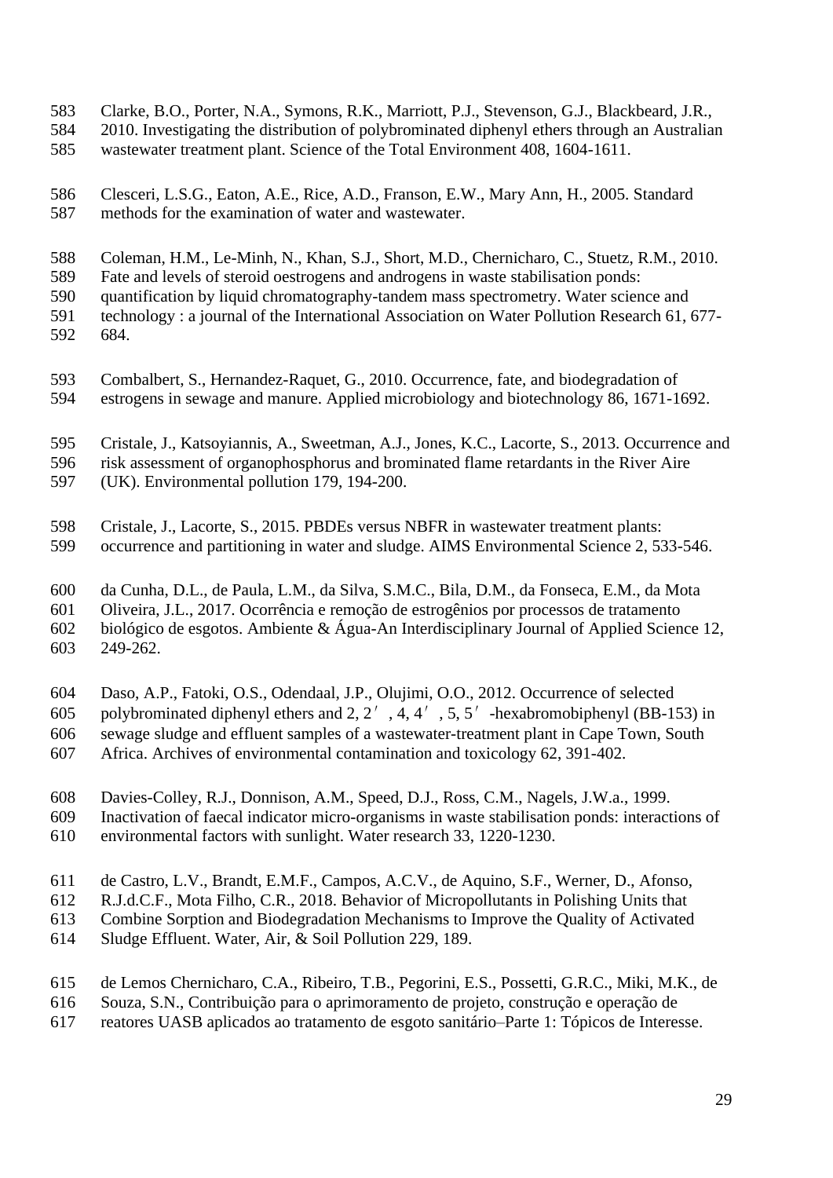Clarke, B.O., Porter, N.A., Symons, R.K., Marriott, P.J., Stevenson, G.J., Blackbeard, J.R., 2010. Investigating the distribution of polybrominated diphenyl ethers through an Australian wastewater treatment plant. Science of the Total Environment 408, 1604-1611.

Clesceri, L.S.G., Eaton, A.E., Rice, A.D., Franson, E.W., Mary Ann, H., 2005. Standard methods for the examination of water and wastewater.

Coleman, H.M., Le-Minh, N., Khan, S.J., Short, M.D., Chernicharo, C., Stuetz, R.M., 2010. Fate and levels of steroid oestrogens and androgens in waste stabilisation ponds: quantification by liquid chromatography-tandem mass spectrometry. Water science and technology : a journal of the International Association on Water Pollution Research 61, 677-684.

Combalbert, S., Hernandez-Raquet, G., 2010. Occurrence, fate, and biodegradation of estrogens in sewage and manure. Applied microbiology and biotechnology 86, 1671-1692.

Cristale, J., Katsoyiannis, A., Sweetman, A.J., Jones, K.C., Lacorte, S., 2013. Occurrence and risk assessment of organophosphorus and brominated flame retardants in the River Aire (UK). Environmental pollution 179, 194-200.

Cristale, J., Lacorte, S., 2015. PBDEs versus NBFR in wastewater treatment plants: occurrence and partitioning in water and sludge. AIMS Environmental Science 2, 533-546.

da Cunha, D.L., de Paula, L.M., da Silva, S.M.C., Bila, D.M., da Fonseca, E.M., da Mota Oliveira, J.L., 2017. Ocorrência e remoção de estrogênios por processos de tratamento biológico de esgotos. Ambiente & Água-An Interdisciplinary Journal of Applied Science 12, 249-262.

Daso, A.P., Fatoki, O.S., Odendaal, J.P., Olujimi, O.O., 2012. Occurrence of selected polybrominated diphenyl ethers and 2, 2′, 4, 4′, 5, 5′-hexabromobiphenyl (BB-153) in sewage sludge and effluent samples of a wastewater-treatment plant in Cape Town, South Africa. Archives of environmental contamination and toxicology 62, 391-402.

Davies-Colley, R.J., Donnison, A.M., Speed, D.J., Ross, C.M., Nagels, J.W.a., 1999. Inactivation of faecal indicator micro-organisms in waste stabilisation ponds: interactions of environmental factors with sunlight. Water research 33, 1220-1230.

de Castro, L.V., Brandt, E.M.F., Campos, A.C.V., de Aquino, S.F., Werner, D., Afonso, R.J.d.C.F., Mota Filho, C.R., 2018. Behavior of Micropollutants in Polishing Units that Combine Sorption and Biodegradation Mechanisms to Improve the Quality of Activated Sludge Effluent. Water, Air, & Soil Pollution 229, 189.

de Lemos Chernicharo, C.A., Ribeiro, T.B., Pegorini, E.S., Possetti, G.R.C., Miki, M.K., de Souza, S.N., Contribuição para o aprimoramento de projeto, construção e operação de reatores UASB aplicados ao tratamento de esgoto sanitário–Parte 1: Tópicos de Interesse.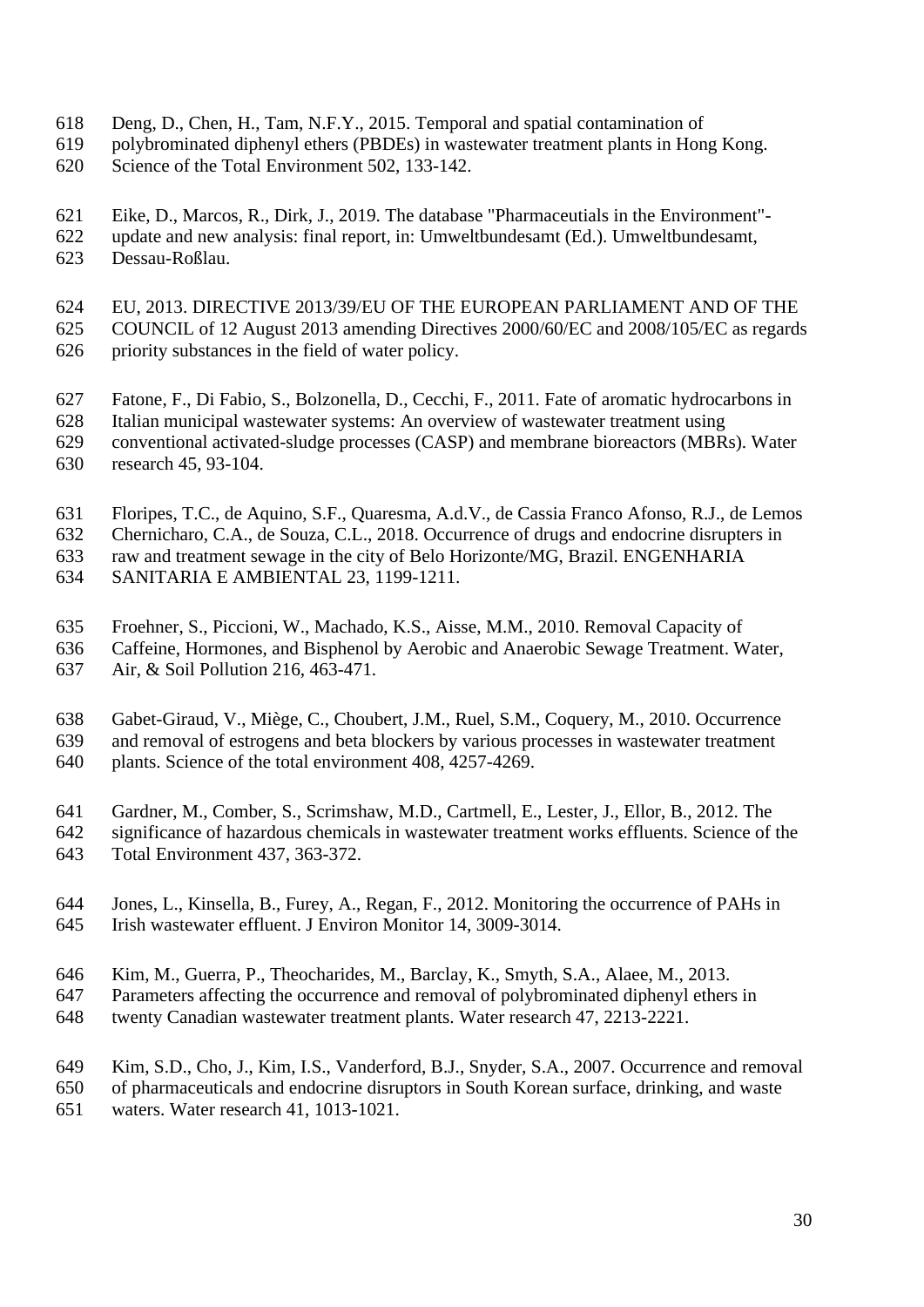Deng, D., Chen, H., Tam, N.F.Y., 2015. Temporal and spatial contamination of polybrominated diphenyl ethers (PBDEs) in wastewater treatment plants in Hong Kong. Science of the Total Environment 502, 133-142.

Eike, D., Marcos, R., Dirk, J., 2019. The database "Pharmaceutials in the Environment"- update and new analysis: final report, in: Umweltbundesamt (Ed.). Umweltbundesamt, Dessau-Roßlau.

EU, 2013. DIRECTIVE 2013/39/EU OF THE EUROPEAN PARLIAMENT AND OF THE COUNCIL of 12 August 2013 amending Directives 2000/60/EC and 2008/105/EC as regards priority substances in the field of water policy.

Fatone, F., Di Fabio, S., Bolzonella, D., Cecchi, F., 2011. Fate of aromatic hydrocarbons in Italian municipal wastewater systems: An overview of wastewater treatment using conventional activated-sludge processes (CASP) and membrane bioreactors (MBRs). Water research 45, 93-104.

Floripes, T.C., de Aquino, S.F., Quaresma, A.d.V., de Cassia Franco Afonso, R.J., de Lemos Chernicharo, C.A., de Souza, C.L., 2018. Occurrence of drugs and endocrine disrupters in raw and treatment sewage in the city of Belo Horizonte/MG, Brazil. ENGENHARIA SANITARIA E AMBIENTAL 23, 1199-1211.

Froehner, S., Piccioni, W., Machado, K.S., Aisse, M.M., 2010. Removal Capacity of Caffeine, Hormones, and Bisphenol by Aerobic and Anaerobic Sewage Treatment. Water, Air, & Soil Pollution 216, 463-471.

Gabet-Giraud, V., Miège, C., Choubert, J.M., Ruel, S.M., Coquery, M., 2010. Occurrence and removal of estrogens and beta blockers by various processes in wastewater treatment plants. Science of the total environment 408, 4257-4269.

Gardner, M., Comber, S., Scrimshaw, M.D., Cartmell, E., Lester, J., Ellor, B., 2012. The significance of hazardous chemicals in wastewater treatment works effluents. Science of the Total Environment 437, 363-372.

Jones, L., Kinsella, B., Furey, A., Regan, F., 2012. Monitoring the occurrence of PAHs in Irish wastewater effluent. J Environ Monitor 14, 3009-3014.

Kim, M., Guerra, P., Theocharides, M., Barclay, K., Smyth, S.A., Alaee, M., 2013. Parameters affecting the occurrence and removal of polybrominated diphenyl ethers in twenty Canadian wastewater treatment plants. Water research 47, 2213-2221.

Kim, S.D., Cho, J., Kim, I.S., Vanderford, B.J., Snyder, S.A., 2007. Occurrence and removal of pharmaceuticals and endocrine disruptors in South Korean surface, drinking, and waste waters. Water research 41, 1013-1021.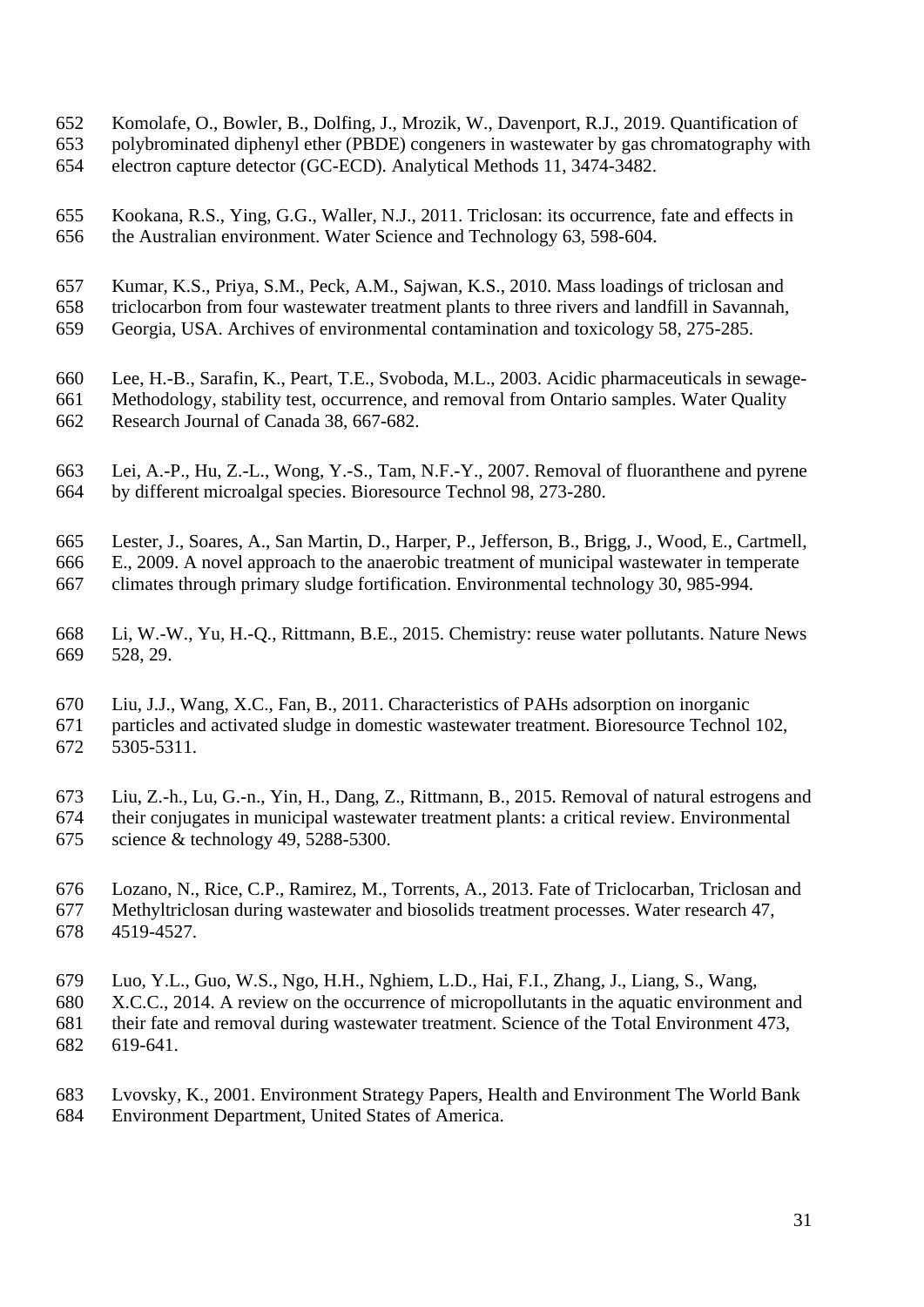Komolafe, O., Bowler, B., Dolfing, J., Mrozik, W., Davenport, R.J., 2019. Quantification of polybrominated diphenyl ether (PBDE) congeners in wastewater by gas chromatography with electron capture detector (GC-ECD). Analytical Methods 11, 3474-3482.

Kookana, R.S., Ying, G.G., Waller, N.J., 2011. Triclosan: its occurrence, fate and effects in the Australian environment. Water Science and Technology 63, 598-604.

Kumar, K.S., Priya, S.M., Peck, A.M., Sajwan, K.S., 2010. Mass loadings of triclosan and triclocarbon from four wastewater treatment plants to three rivers and landfill in Savannah, Georgia, USA. Archives of environmental contamination and toxicology 58, 275-285.

Lee, H.-B., Sarafin, K., Peart, T.E., Svoboda, M.L., 2003. Acidic pharmaceuticals in sewage-Methodology, stability test, occurrence, and removal from Ontario samples. Water Quality Research Journal of Canada 38, 667-682.

Lei, A.-P., Hu, Z.-L., Wong, Y.-S., Tam, N.F.-Y., 2007. Removal of fluoranthene and pyrene by different microalgal species. Bioresource Technol 98, 273-280.

Lester, J., Soares, A., San Martin, D., Harper, P., Jefferson, B., Brigg, J., Wood, E., Cartmell, E., 2009. A novel approach to the anaerobic treatment of municipal wastewater in temperate climates through primary sludge fortification. Environmental technology 30, 985-994.

Li, W.-W., Yu, H.-Q., Rittmann, B.E., 2015. Chemistry: reuse water pollutants. Nature News 528, 29.

Liu, J.J., Wang, X.C., Fan, B., 2011. Characteristics of PAHs adsorption on inorganic particles and activated sludge in domestic wastewater treatment. Bioresource Technol 102, 5305-5311.

Liu, Z.-h., Lu, G.-n., Yin, H., Dang, Z., Rittmann, B., 2015. Removal of natural estrogens and their conjugates in municipal wastewater treatment plants: a critical review. Environmental science & technology 49, 5288-5300.

Lozano, N., Rice, C.P., Ramirez, M., Torrents, A., 2013. Fate of Triclocarban, Triclosan and Methyltriclosan during wastewater and biosolids treatment processes. Water research 47, 4519-4527.

Luo, Y.L., Guo, W.S., Ngo, H.H., Nghiem, L.D., Hai, F.I., Zhang, J., Liang, S., Wang, X.C.C., 2014. A review on the occurrence of micropollutants in the aquatic environment and their fate and removal during wastewater treatment. Science of the Total Environment 473, 619-641.

Lvovsky, K., 2001. Environment Strategy Papers, Health and Environment The World Bank Environment Department, United States of America.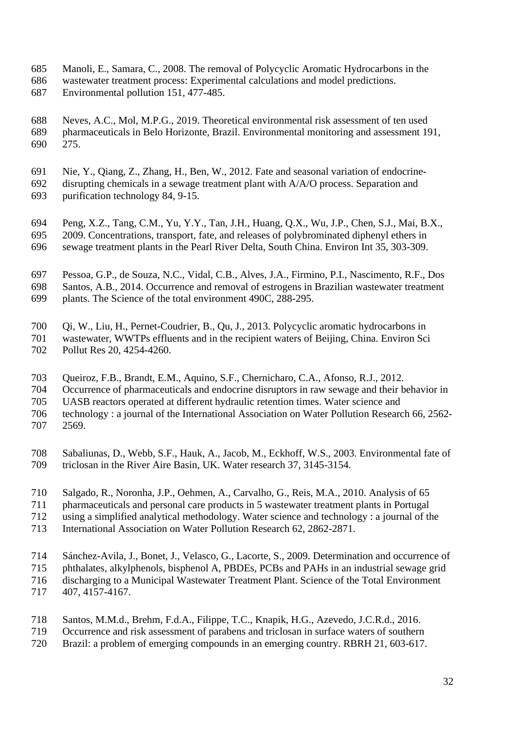Manoli, E., Samara, C., 2008. The removal of Polycyclic Aromatic Hydrocarbons in the wastewater treatment process: Experimental calculations and model predictions. Environmental pollution 151, 477-485.

Neves, A.C., Mol, M.P.G., 2019. Theoretical environmental risk assessment of ten used pharmaceuticals in Belo Horizonte, Brazil. Environmental monitoring and assessment 191, 275.

Nie, Y., Qiang, Z., Zhang, H., Ben, W., 2012. Fate and seasonal variation of endocrine-disrupting chemicals in a sewage treatment plant with A/A/O process. Separation and purification technology 84, 9-15.

Peng, X.Z., Tang, C.M., Yu, Y.Y., Tan, J.H., Huang, Q.X., Wu, J.P., Chen, S.J., Mai, B.X., 2009. Concentrations, transport, fate, and releases of polybrominated diphenyl ethers in sewage treatment plants in the Pearl River Delta, South China. Environ Int 35, 303-309.

Pessoa, G.P., de Souza, N.C., Vidal, C.B., Alves, J.A., Firmino, P.I., Nascimento, R.F., Dos Santos, A.B., 2014. Occurrence and removal of estrogens in Brazilian wastewater treatment plants. The Science of the total environment 490C, 288-295.

Qi, W., Liu, H., Pernet-Coudrier, B., Qu, J., 2013. Polycyclic aromatic hydrocarbons in wastewater, WWTPs effluents and in the recipient waters of Beijing, China. Environ Sci Pollut Res 20, 4254-4260.

Queiroz, F.B., Brandt, E.M., Aquino, S.F., Chernicharo, C.A., Afonso, R.J., 2012. Occurrence of pharmaceuticals and endocrine disruptors in raw sewage and their behavior in UASB reactors operated at different hydraulic retention times. Water science and technology : a journal of the International Association on Water Pollution Research 66, 2562-2569.

Sabaliunas, D., Webb, S.F., Hauk, A., Jacob, M., Eckhoff, W.S., 2003. Environmental fate of triclosan in the River Aire Basin, UK. Water research 37, 3145-3154.

Salgado, R., Noronha, J.P., Oehmen, A., Carvalho, G., Reis, M.A., 2010. Analysis of 65 pharmaceuticals and personal care products in 5 wastewater treatment plants in Portugal using a simplified analytical methodology. Water science and technology : a journal of the International Association on Water Pollution Research 62, 2862-2871.

Sánchez-Avila, J., Bonet, J., Velasco, G., Lacorte, S., 2009. Determination and occurrence of phthalates, alkylphenols, bisphenol A, PBDEs, PCBs and PAHs in an industrial sewage grid discharging to a Municipal Wastewater Treatment Plant. Science of the Total Environment 407, 4157-4167.

Santos, M.M.d., Brehm, F.d.A., Filippe, T.C., Knapik, H.G., Azevedo, J.C.R.d., 2016. Occurrence and risk assessment of parabens and triclosan in surface waters of southern Brazil: a problem of emerging compounds in an emerging country. RBRH 21, 603-617.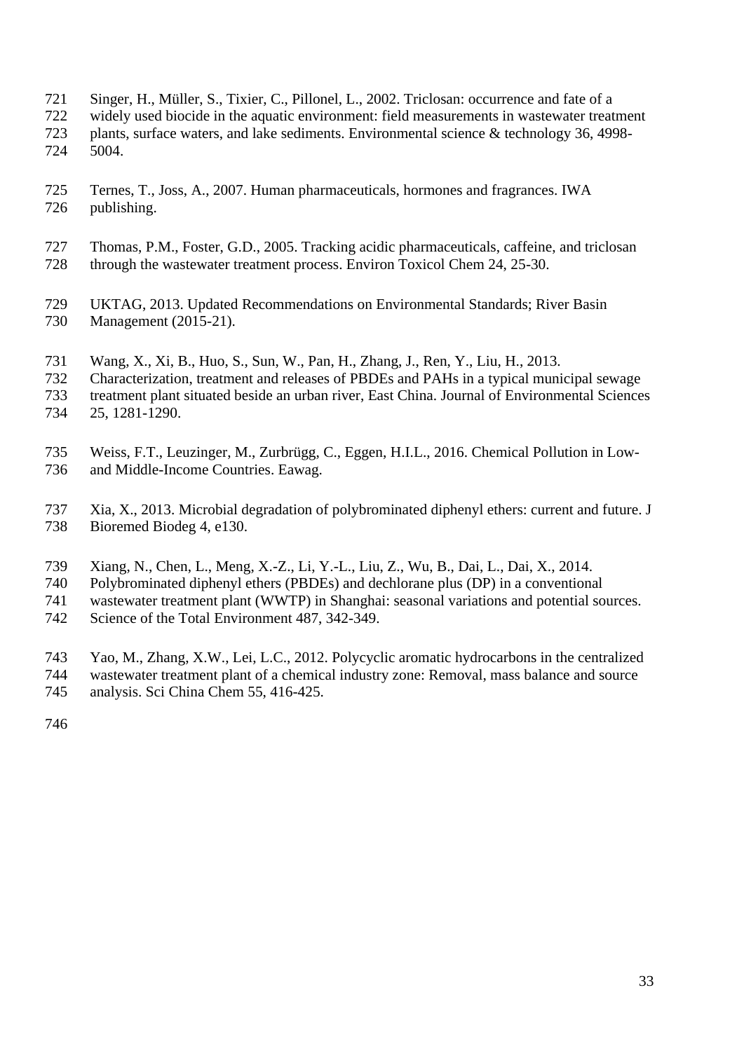Singer, H., Müller, S., Tixier, C., Pillonel, L., 2002. Triclosan: occurrence and fate of a widely used biocide in the aquatic environment: field measurements in wastewater treatment plants, surface waters, and lake sediments. Environmental science & technology 36, 4998-5004.

Ternes, T., Joss, A., 2007. Human pharmaceuticals, hormones and fragrances. IWA publishing.

Thomas, P.M., Foster, G.D., 2005. Tracking acidic pharmaceuticals, caffeine, and triclosan through the wastewater treatment process. Environ Toxicol Chem 24, 25-30.

UKTAG, 2013. Updated Recommendations on Environmental Standards; River Basin Management (2015-21).

Wang, X., Xi, B., Huo, S., Sun, W., Pan, H., Zhang, J., Ren, Y., Liu, H., 2013. Characterization, treatment and releases of PBDEs and PAHs in a typical municipal sewage treatment plant situated beside an urban river, East China. Journal of Environmental Sciences 25, 1281-1290.

Weiss, F.T., Leuzinger, M., Zurbrügg, C., Eggen, H.I.L., 2016. Chemical Pollution in Low- and Middle-Income Countries. Eawag.

Xia, X., 2013. Microbial degradation of polybrominated diphenyl ethers: current and future. J Bioremed Biodeg 4, e130.

Xiang, N., Chen, L., Meng, X.-Z., Li, Y.-L., Liu, Z., Wu, B., Dai, L., Dai, X., 2014. Polybrominated diphenyl ethers (PBDEs) and dechlorane plus (DP) in a conventional wastewater treatment plant (WWTP) in Shanghai: seasonal variations and potential sources. Science of the Total Environment 487, 342-349.

Yao, M., Zhang, X.W., Lei, L.C., 2012. Polycyclic aromatic hydrocarbons in the centralized wastewater treatment plant of a chemical industry zone: Removal, mass balance and source analysis. Sci China Chem 55, 416-425.